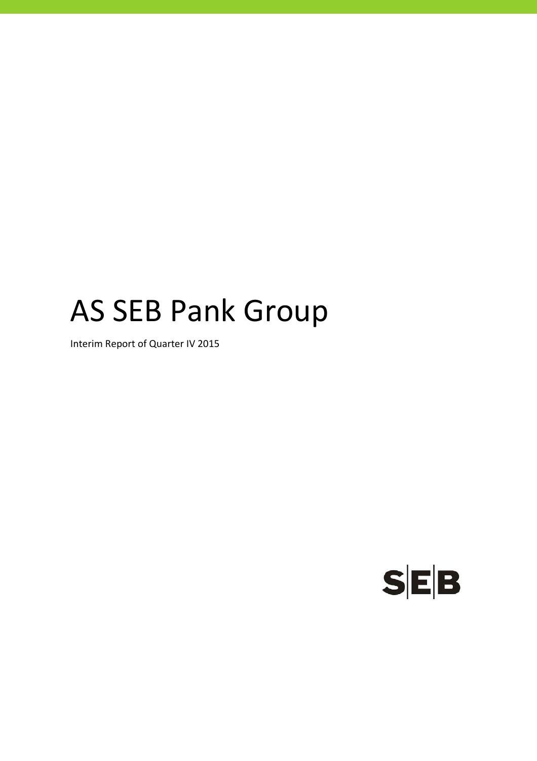# AS SEB Pank Group

Interim Report of Quarter IV 2015

SEB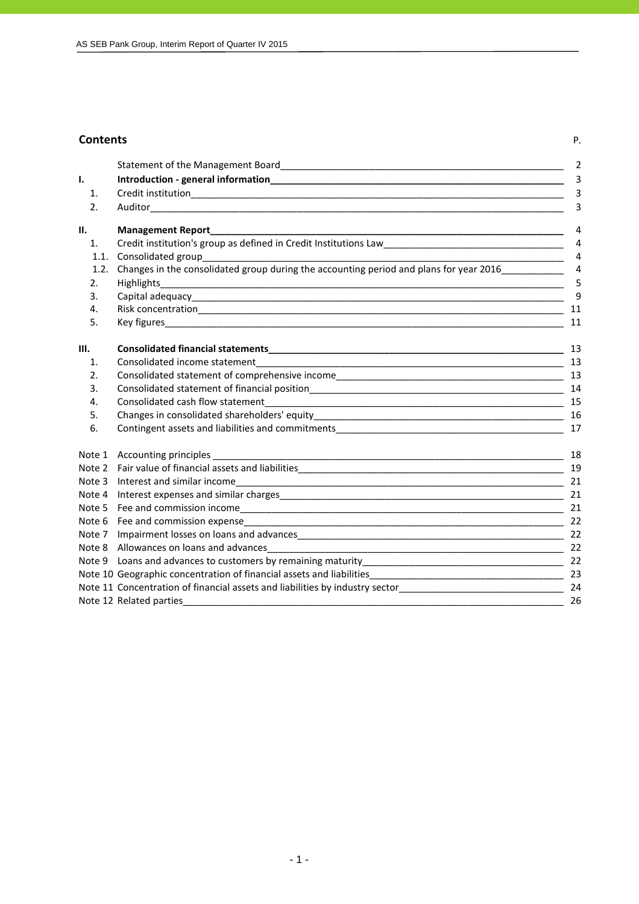## Contents

| | | P. |
|---|---|---|
| | Statement of the Management Board | 2 |
| **I.** | **Introduction - general information** | 3 |
| 1. | Credit institution | 3 |
| 2. | Auditor | 3 |
| **II.** | **Management Report** | 4 |
| 1. | Credit institution's group as defined in Credit Institutions Law | 4 |
| 1.1. | Consolidated group | 4 |
| 1.2. | Changes in the consolidated group during the accounting period and plans for year 2016 | 4 |
| 2. | Highlights | 5 |
| 3. | Capital adequacy | 9 |
| 4. | Risk concentration | 11 |
| 5. | Key figures | 11 |
| **III.** | **Consolidated financial statements** | 13 |
| 1. | Consolidated income statement | 13 |
| 2. | Consolidated statement of comprehensive income | 13 |
| 3. | Consolidated statement of financial position | 14 |
| 4. | Consolidated cash flow statement | 15 |
| 5. | Changes in consolidated shareholders' equity | 16 |
| 6. | Contingent assets and liabilities and commitments | 17 |
| Note 1 | Accounting principles | 18 |
| Note 2 | Fair value of financial assets and liabilities | 19 |
| Note 3 | Interest and similar income | 21 |
| Note 4 | Interest expenses and similar charges | 21 |
| Note 5 | Fee and commission income | 21 |
| Note 6 | Fee and commission expense | 22 |
| Note 7 | Impairment losses on loans and advances | 22 |
| Note 8 | Allowances on loans and advances | 22 |
| Note 9 | Loans and advances to customers by remaining maturity | 22 |
| Note 10 | Geographic concentration of financial assets and liabilities | 23 |
| Note 11 | Concentration of financial assets and liabilities by industry sector | 24 |
| Note 12 | Related parties | 26 |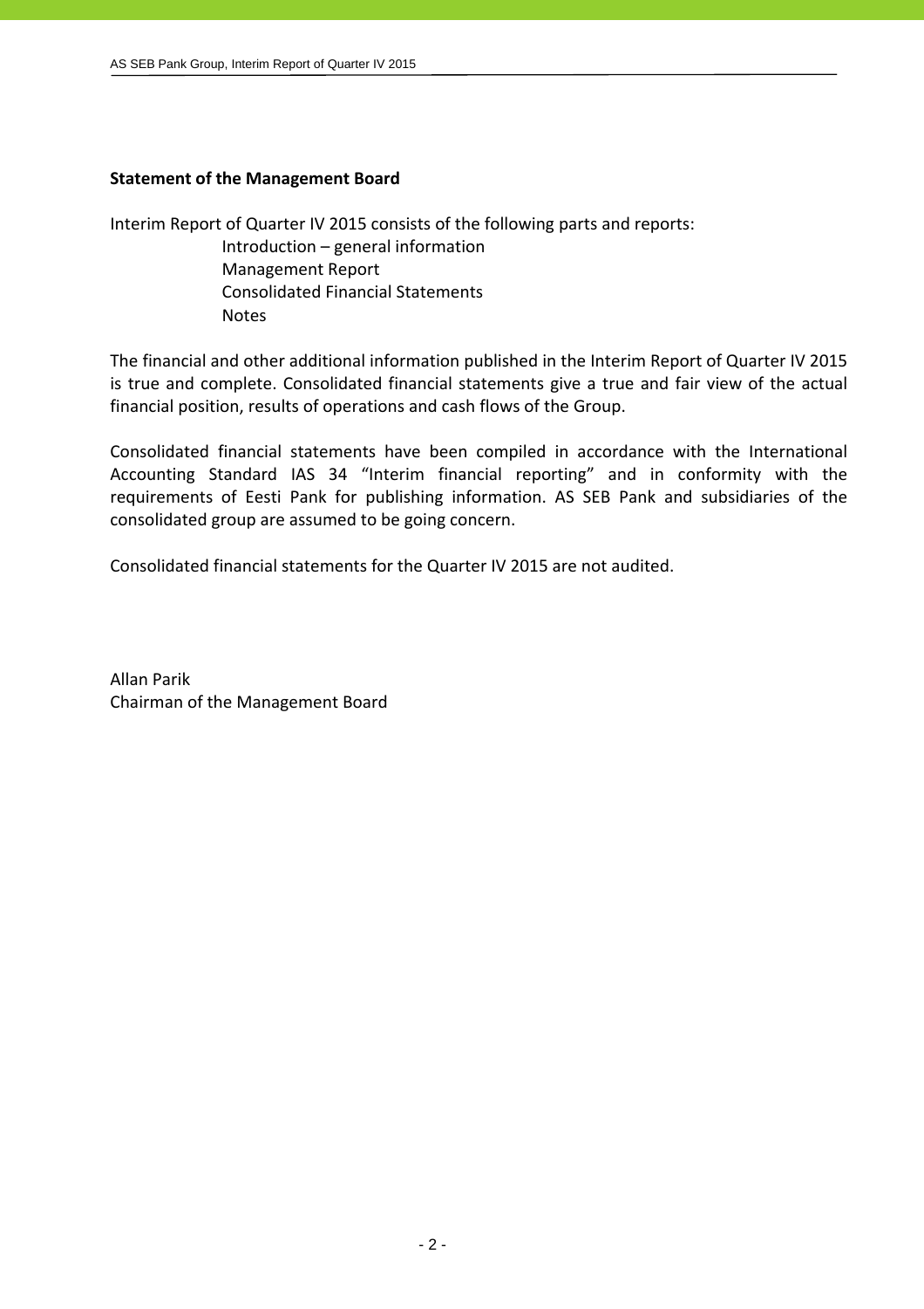**Statement of the Management Board**

Interim Report of Quarter IV 2015 consists of the following parts and reports:

- Introduction – general information
- Management Report
- Consolidated Financial Statements
- Notes

The financial and other additional information published in the Interim Report of Quarter IV 2015 is true and complete. Consolidated financial statements give a true and fair view of the actual financial position, results of operations and cash flows of the Group.

Consolidated financial statements have been compiled in accordance with the International Accounting Standard IAS 34 "Interim financial reporting" and in conformity with the requirements of Eesti Pank for publishing information. AS SEB Pank and subsidiaries of the consolidated group are assumed to be going concern.

Consolidated financial statements for the Quarter IV 2015 are not audited.

Allan Parik
Chairman of the Management Board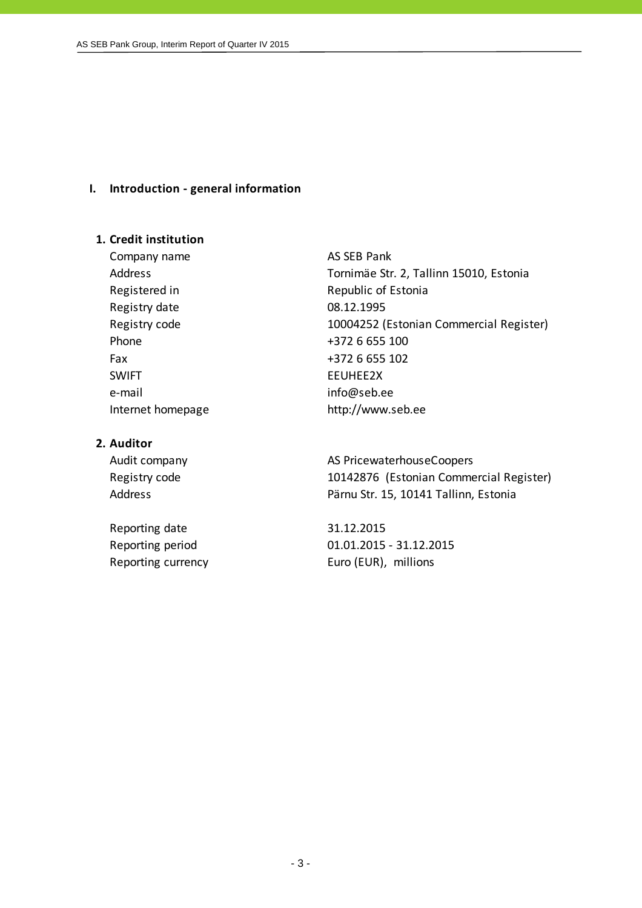# I. Introduction - general information

## 1. Credit institution

| | |
|---|---|
| Company name | AS SEB Pank |
| Address | Tornimäe Str. 2, Tallinn 15010, Estonia |
| Registered in | Republic of Estonia |
| Registry date | 08.12.1995 |
| Registry code | 10004252 (Estonian Commercial Register) |
| Phone | +372 6 655 100 |
| Fax | +372 6 655 102 |
| SWIFT | EEUHEE2X |
| e-mail | info@seb.ee |
| Internet homepage | http://www.seb.ee |

## 2. Auditor

| | |
|---|---|
| Audit company | AS PricewaterhouseCoopers |
| Registry code | 10142876 (Estonian Commercial Register) |
| Address | Pärnu Str. 15, 10141 Tallinn, Estonia |
| | |
| Reporting date | 31.12.2015 |
| Reporting period | 01.01.2015 - 31.12.2015 |
| Reporting currency | Euro (EUR), millions |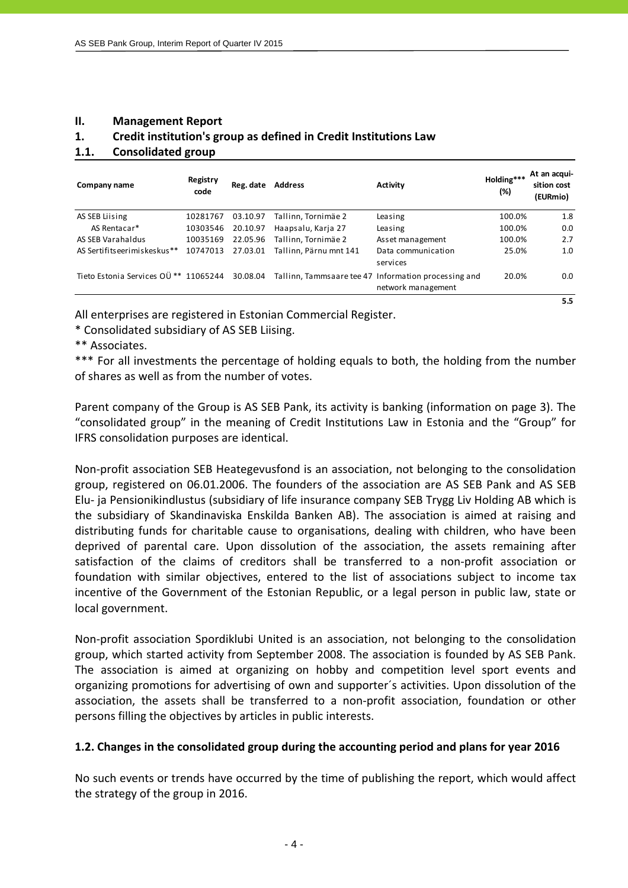## II. Management Report

### 1. Credit institution's group as defined in Credit Institutions Law

### 1.1. Consolidated group

| Company name | Registry code | Reg. date | Address | Activity | Holding*** (%) | At an acquisition cost (EURmio) |
|---|---|---|---|---|---|---|
| AS SEB Liising | 10281767 | 03.10.97 | Tallinn, Tornimäe 2 | Leasing | 100.0% | 1.8 |
| AS Rentacar* | 10303546 | 20.10.97 | Haapsalu, Karja 27 | Leasing | 100.0% | 0.0 |
| AS SEB Varahaldus | 10035169 | 22.05.96 | Tallinn, Tornimäe 2 | Asset management | 100.0% | 2.7 |
| AS Sertifitseerimiskeskus** | 10747013 | 27.03.01 | Tallinn, Pärnu mnt 141 | Data communication services | 25.0% | 1.0 |
| Tieto Estonia Services OÜ ** | 11065244 | 30.08.04 | Tallinn, Tammsaare tee 47 | Information processing and network management | 20.0% | 0.0 |
| | | | | | | 5.5 |

All enterprises are registered in Estonian Commercial Register.

* Consolidated subsidiary of AS SEB Liising.

** Associates.

*** For all investments the percentage of holding equals to both, the holding from the number of shares as well as from the number of votes.

Parent company of the Group is AS SEB Pank, its activity is banking (information on page 3). The "consolidated group" in the meaning of Credit Institutions Law in Estonia and the "Group" for IFRS consolidation purposes are identical.

Non-profit association SEB Heategevusfond is an association, not belonging to the consolidation group, registered on 06.01.2006. The founders of the association are AS SEB Pank and AS SEB Elu- ja Pensionikindlustus (subsidiary of life insurance company SEB Trygg Liv Holding AB which is the subsidiary of Skandinaviska Enskilda Banken AB). The association is aimed at raising and distributing funds for charitable cause to organisations, dealing with children, who have been deprived of parental care. Upon dissolution of the association, the assets remaining after satisfaction of the claims of creditors shall be transferred to a non-profit association or foundation with similar objectives, entered to the list of associations subject to income tax incentive of the Government of the Estonian Republic, or a legal person in public law, state or local government.

Non-profit association Spordiklubi United is an association, not belonging to the consolidation group, which started activity from September 2008. The association is founded by AS SEB Pank. The association is aimed at organizing on hobby and competition level sport events and organizing promotions for advertising of own and supporter´s activities. Upon dissolution of the association, the assets shall be transferred to a non-profit association, foundation or other persons filling the objectives by articles in public interests.

### 1.2. Changes in the consolidated group during the accounting period and plans for year 2016

No such events or trends have occurred by the time of publishing the report, which would affect the strategy of the group in 2016.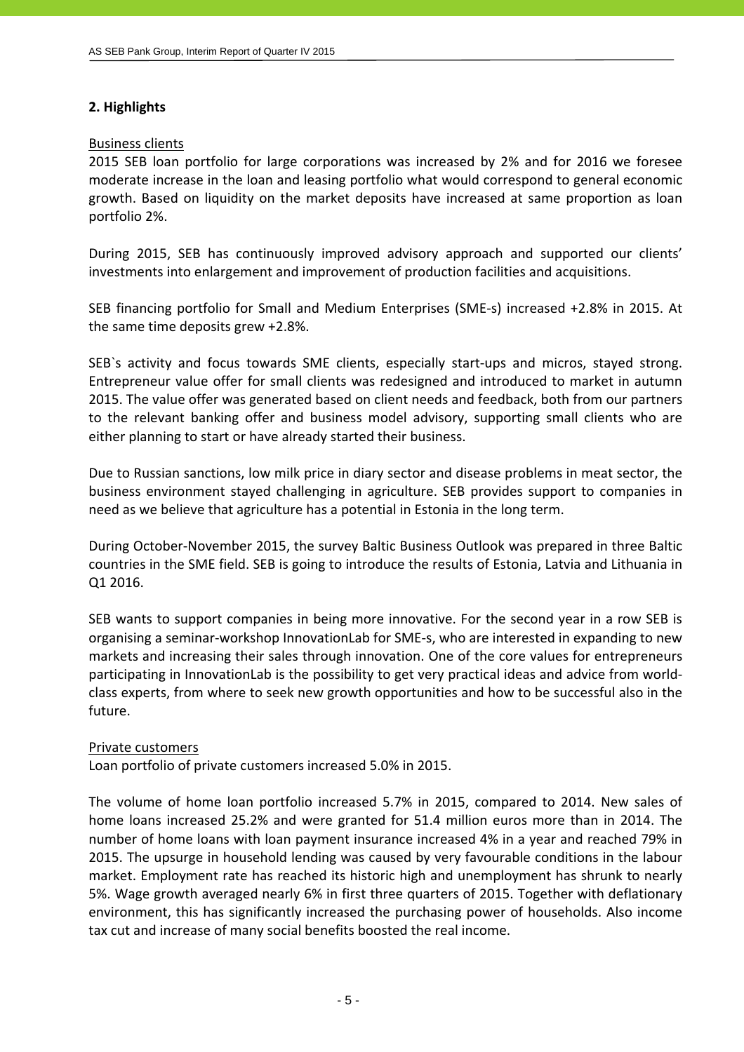## 2. Highlights

Business clients

2015 SEB loan portfolio for large corporations was increased by 2% and for 2016 we foresee moderate increase in the loan and leasing portfolio what would correspond to general economic growth. Based on liquidity on the market deposits have increased at same proportion as loan portfolio 2%.

During 2015, SEB has continuously improved advisory approach and supported our clients' investments into enlargement and improvement of production facilities and acquisitions.

SEB financing portfolio for Small and Medium Enterprises (SME-s) increased +2.8% in 2015. At the same time deposits grew +2.8%.

SEB`s activity and focus towards SME clients, especially start-ups and micros, stayed strong. Entrepreneur value offer for small clients was redesigned and introduced to market in autumn 2015. The value offer was generated based on client needs and feedback, both from our partners to the relevant banking offer and business model advisory, supporting small clients who are either planning to start or have already started their business.

Due to Russian sanctions, low milk price in diary sector and disease problems in meat sector, the business environment stayed challenging in agriculture. SEB provides support to companies in need as we believe that agriculture has a potential in Estonia in the long term.

During October-November 2015, the survey Baltic Business Outlook was prepared in three Baltic countries in the SME field. SEB is going to introduce the results of Estonia, Latvia and Lithuania in Q1 2016.

SEB wants to support companies in being more innovative. For the second year in a row SEB is organising a seminar-workshop InnovationLab for SME-s, who are interested in expanding to new markets and increasing their sales through innovation. One of the core values for entrepreneurs participating in InnovationLab is the possibility to get very practical ideas and advice from world-class experts, from where to seek new growth opportunities and how to be successful also in the future.

Private customers

Loan portfolio of private customers increased 5.0% in 2015.

The volume of home loan portfolio increased 5.7% in 2015, compared to 2014. New sales of home loans increased 25.2% and were granted for 51.4 million euros more than in 2014. The number of home loans with loan payment insurance increased 4% in a year and reached 79% in 2015. The upsurge in household lending was caused by very favourable conditions in the labour market. Employment rate has reached its historic high and unemployment has shrunk to nearly 5%. Wage growth averaged nearly 6% in first three quarters of 2015. Together with deflationary environment, this has significantly increased the purchasing power of households. Also income tax cut and increase of many social benefits boosted the real income.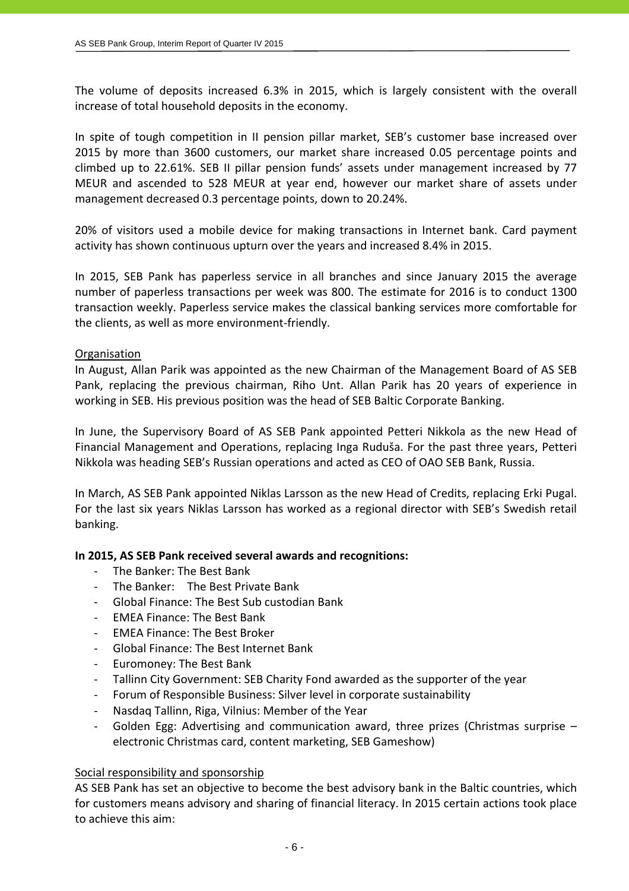The volume of deposits increased 6.3% in 2015, which is largely consistent with the overall increase of total household deposits in the economy.

In spite of tough competition in II pension pillar market, SEB's customer base increased over 2015 by more than 3600 customers, our market share increased 0.05 percentage points and climbed up to 22.61%. SEB II pillar pension funds' assets under management increased by 77 MEUR and ascended to 528 MEUR at year end, however our market share of assets under management decreased 0.3 percentage points, down to 20.24%.

20% of visitors used a mobile device for making transactions in Internet bank. Card payment activity has shown continuous upturn over the years and increased 8.4% in 2015.

In 2015, SEB Pank has paperless service in all branches and since January 2015 the average number of paperless transactions per week was 800. The estimate for 2016 is to conduct 1300 transaction weekly. Paperless service makes the classical banking services more comfortable for the clients, as well as more environment-friendly.

Organisation

In August, Allan Parik was appointed as the new Chairman of the Management Board of AS SEB Pank, replacing the previous chairman, Riho Unt. Allan Parik has 20 years of experience in working in SEB. His previous position was the head of SEB Baltic Corporate Banking.

In June, the Supervisory Board of AS SEB Pank appointed Petteri Nikkola as the new Head of Financial Management and Operations, replacing Inga Ruduša. For the past three years, Petteri Nikkola was heading SEB's Russian operations and acted as CEO of OAO SEB Bank, Russia.

In March, AS SEB Pank appointed Niklas Larsson as the new Head of Credits, replacing Erki Pugal. For the last six years Niklas Larsson has worked as a regional director with SEB's Swedish retail banking.

**In 2015, AS SEB Pank received several awards and recognitions:**

- The Banker: The Best Bank
- The Banker: The Best Private Bank
- Global Finance: The Best Sub custodian Bank
- EMEA Finance: The Best Bank
- EMEA Finance: The Best Broker
- Global Finance: The Best Internet Bank
- Euromoney: The Best Bank
- Tallinn City Government: SEB Charity Fond awarded as the supporter of the year
- Forum of Responsible Business: Silver level in corporate sustainability
- Nasdaq Tallinn, Riga, Vilnius: Member of the Year
- Golden Egg: Advertising and communication award, three prizes (Christmas surprise – electronic Christmas card, content marketing, SEB Gameshow)

Social responsibility and sponsorship

AS SEB Pank has set an objective to become the best advisory bank in the Baltic countries, which for customers means advisory and sharing of financial literacy. In 2015 certain actions took place to achieve this aim: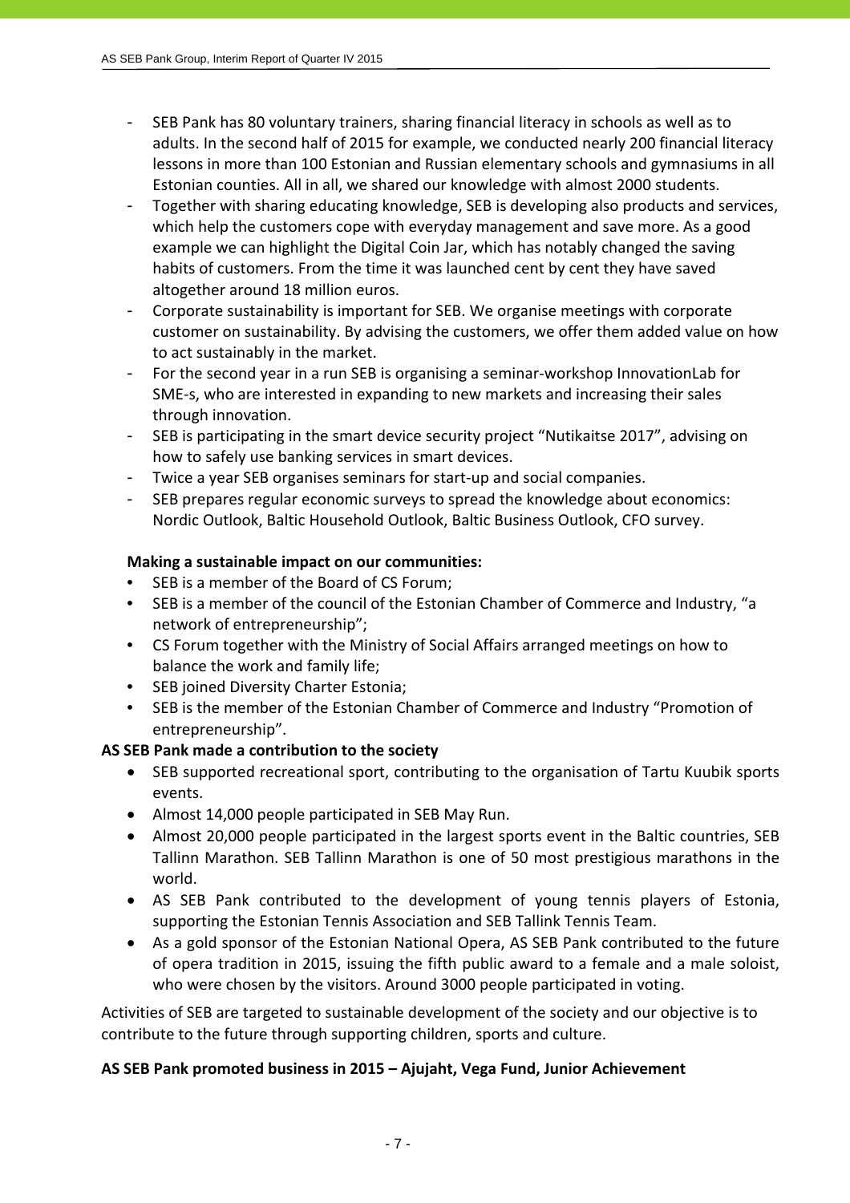- SEB Pank has 80 voluntary trainers, sharing financial literacy in schools as well as to adults. In the second half of 2015 for example, we conducted nearly 200 financial literacy lessons in more than 100 Estonian and Russian elementary schools and gymnasiums in all Estonian counties. All in all, we shared our knowledge with almost 2000 students.
- Together with sharing educating knowledge, SEB is developing also products and services, which help the customers cope with everyday management and save more. As a good example we can highlight the Digital Coin Jar, which has notably changed the saving habits of customers. From the time it was launched cent by cent they have saved altogether around 18 million euros.
- Corporate sustainability is important for SEB. We organise meetings with corporate customer on sustainability. By advising the customers, we offer them added value on how to act sustainably in the market.
- For the second year in a run SEB is organising a seminar-workshop InnovationLab for SME-s, who are interested in expanding to new markets and increasing their sales through innovation.
- SEB is participating in the smart device security project "Nutikaitse 2017", advising on how to safely use banking services in smart devices.
- Twice a year SEB organises seminars for start-up and social companies.
- SEB prepares regular economic surveys to spread the knowledge about economics: Nordic Outlook, Baltic Household Outlook, Baltic Business Outlook, CFO survey.

**Making a sustainable impact on our communities:**

- SEB is a member of the Board of CS Forum;
- SEB is a member of the council of the Estonian Chamber of Commerce and Industry, "a network of entrepreneurship";
- CS Forum together with the Ministry of Social Affairs arranged meetings on how to balance the work and family life;
- SEB joined Diversity Charter Estonia;
- SEB is the member of the Estonian Chamber of Commerce and Industry "Promotion of entrepreneurship".

**AS SEB Pank made a contribution to the society**

- SEB supported recreational sport, contributing to the organisation of Tartu Kuubik sports events.
- Almost 14,000 people participated in SEB May Run.
- Almost 20,000 people participated in the largest sports event in the Baltic countries, SEB Tallinn Marathon. SEB Tallinn Marathon is one of 50 most prestigious marathons in the world.
- AS SEB Pank contributed to the development of young tennis players of Estonia, supporting the Estonian Tennis Association and SEB Tallink Tennis Team.
- As a gold sponsor of the Estonian National Opera, AS SEB Pank contributed to the future of opera tradition in 2015, issuing the fifth public award to a female and a male soloist, who were chosen by the visitors. Around 3000 people participated in voting.

Activities of SEB are targeted to sustainable development of the society and our objective is to contribute to the future through supporting children, sports and culture.

**AS SEB Pank promoted business in 2015 – Ajujaht, Vega Fund, Junior Achievement**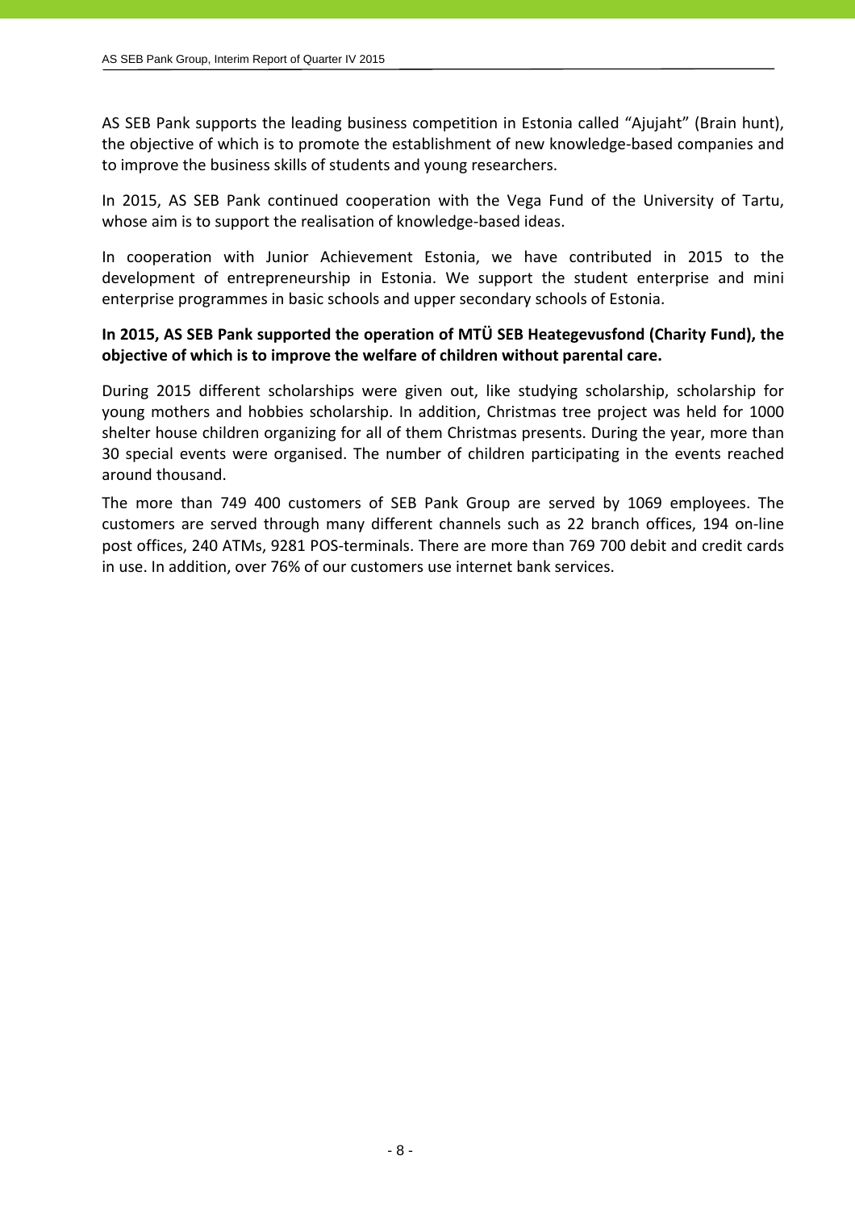AS SEB Pank supports the leading business competition in Estonia called "Ajujaht" (Brain hunt), the objective of which is to promote the establishment of new knowledge-based companies and to improve the business skills of students and young researchers.

In 2015, AS SEB Pank continued cooperation with the Vega Fund of the University of Tartu, whose aim is to support the realisation of knowledge-based ideas.

In cooperation with Junior Achievement Estonia, we have contributed in 2015 to the development of entrepreneurship in Estonia. We support the student enterprise and mini enterprise programmes in basic schools and upper secondary schools of Estonia.

**In 2015, AS SEB Pank supported the operation of MTÜ SEB Heategevusfond (Charity Fund), the objective of which is to improve the welfare of children without parental care.**

During 2015 different scholarships were given out, like studying scholarship, scholarship for young mothers and hobbies scholarship. In addition, Christmas tree project was held for 1000 shelter house children organizing for all of them Christmas presents. During the year, more than 30 special events were organised. The number of children participating in the events reached around thousand.

The more than 749 400 customers of SEB Pank Group are served by 1069 employees. The customers are served through many different channels such as 22 branch offices, 194 on-line post offices, 240 ATMs, 9281 POS-terminals. There are more than 769 700 debit and credit cards in use. In addition, over 76% of our customers use internet bank services.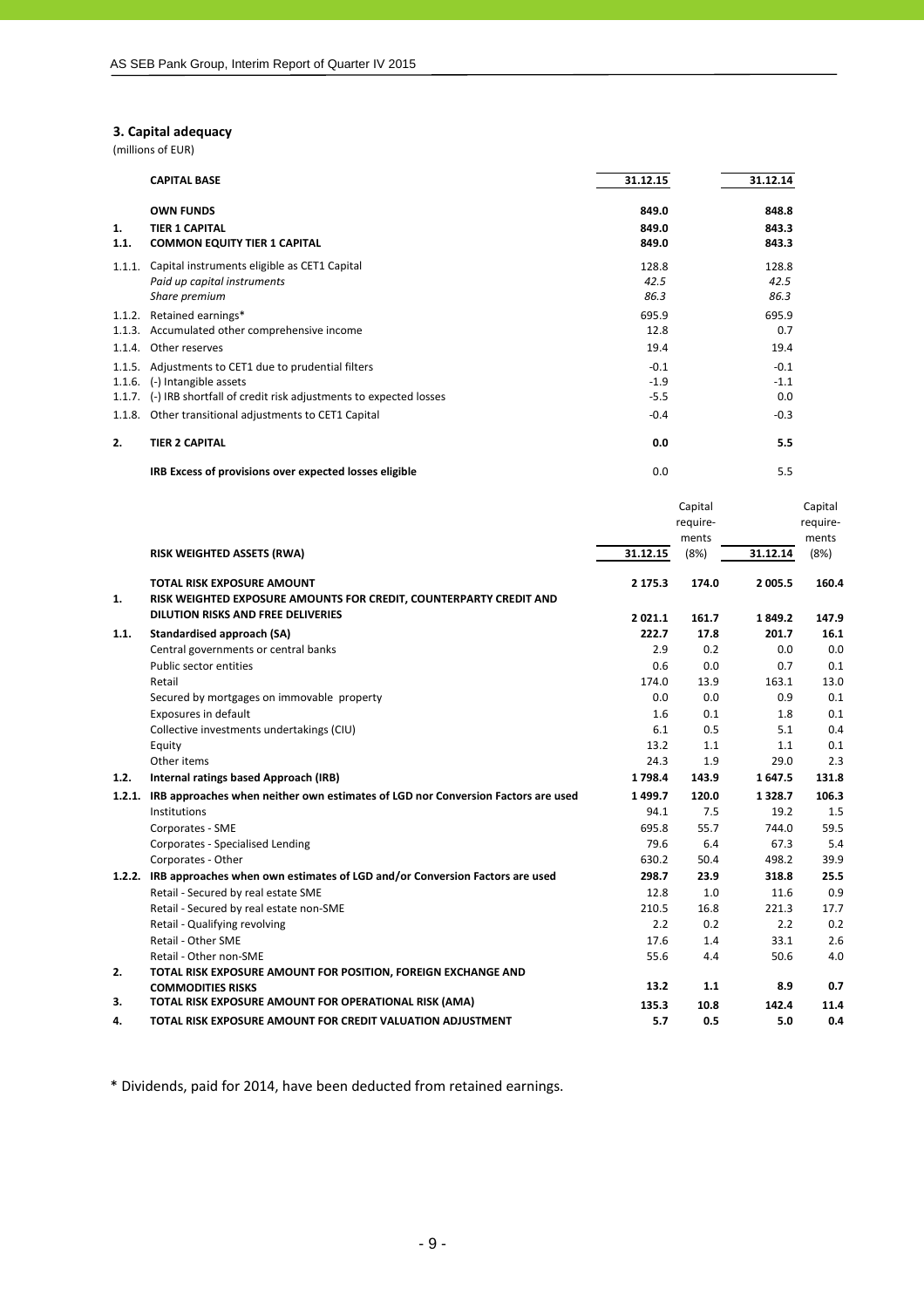## 3. Capital adequacy

(millions of EUR)

| | CAPITAL BASE | 31.12.15 | 31.12.14 |
|---|---|---|---|
| | **OWN FUNDS** | **849.0** | **848.8** |
| **1.** | **TIER 1 CAPITAL** | **849.0** | **843.3** |
| **1.1.** | **COMMON EQUITY TIER 1 CAPITAL** | **849.0** | **843.3** |
| 1.1.1. | Capital instruments eligible as CET1 Capital | 128.8 | 128.8 |
| | *Paid up capital instruments* | *42.5* | *42.5* |
| | *Share premium* | *86.3* | *86.3* |
| 1.1.2. | Retained earnings* | 695.9 | 695.9 |
| 1.1.3. | Accumulated other comprehensive income | 12.8 | 0.7 |
| 1.1.4. | Other reserves | 19.4 | 19.4 |
| 1.1.5. | Adjustments to CET1 due to prudential filters | -0.1 | -0.1 |
| 1.1.6. | (-) Intangible assets | -1.9 | -1.1 |
| 1.1.7. | (-) IRB shortfall of credit risk adjustments to expected losses | -5.5 | 0.0 |
| 1.1.8. | Other transitional adjustments to CET1 Capital | -0.4 | -0.3 |
| **2.** | **TIER 2 CAPITAL** | **0.0** | **5.5** |
| | **IRB Excess of provisions over expected losses eligible** | 0.0 | 5.5 |

| | RISK WEIGHTED ASSETS (RWA) | 31.12.15 | Capital require-ments (8%) | 31.12.14 | Capital require-ments (8%) |
|---|---|---|---|---|---|
| | **TOTAL RISK EXPOSURE AMOUNT** | **2 175.3** | **174.0** | **2 005.5** | **160.4** |
| **1.** | **RISK WEIGHTED EXPOSURE AMOUNTS FOR CREDIT, COUNTERPARTY CREDIT AND DILUTION RISKS AND FREE DELIVERIES** | **2 021.1** | **161.7** | **1 849.2** | **147.9** |
| **1.1.** | **Standardised approach (SA)** | **222.7** | **17.8** | **201.7** | **16.1** |
| | Central governments or central banks | 2.9 | 0.2 | 0.0 | 0.0 |
| | Public sector entities | 0.6 | 0.0 | 0.7 | 0.1 |
| | Retail | 174.0 | 13.9 | 163.1 | 13.0 |
| | Secured by mortgages on immovable property | 0.0 | 0.0 | 0.9 | 0.1 |
| | Exposures in default | 1.6 | 0.1 | 1.8 | 0.1 |
| | Collective investments undertakings (CIU) | 6.1 | 0.5 | 5.1 | 0.4 |
| | Equity | 13.2 | 1.1 | 1.1 | 0.1 |
| | Other items | 24.3 | 1.9 | 29.0 | 2.3 |
| **1.2.** | **Internal ratings based Approach (IRB)** | **1 798.4** | **143.9** | **1 647.5** | **131.8** |
| **1.2.1.** | **IRB approaches when neither own estimates of LGD nor Conversion Factors are used** | **1 499.7** | **120.0** | **1 328.7** | **106.3** |
| | Institutions | 94.1 | 7.5 | 19.2 | 1.5 |
| | Corporates - SME | 695.8 | 55.7 | 744.0 | 59.5 |
| | Corporates - Specialised Lending | 79.6 | 6.4 | 67.3 | 5.4 |
| | Corporates - Other | 630.2 | 50.4 | 498.2 | 39.9 |
| **1.2.2.** | **IRB approaches when own estimates of LGD and/or Conversion Factors are used** | **298.7** | **23.9** | **318.8** | **25.5** |
| | Retail - Secured by real estate SME | 12.8 | 1.0 | 11.6 | 0.9 |
| | Retail - Secured by real estate non-SME | 210.5 | 16.8 | 221.3 | 17.7 |
| | Retail - Qualifying revolving | 2.2 | 0.2 | 2.2 | 0.2 |
| | Retail - Other SME | 17.6 | 1.4 | 33.1 | 2.6 |
| | Retail - Other non-SME | 55.6 | 4.4 | 50.6 | 4.0 |
| **2.** | **TOTAL RISK EXPOSURE AMOUNT FOR POSITION, FOREIGN EXCHANGE AND COMMODITIES RISKS** | **13.2** | **1.1** | **8.9** | **0.7** |
| **3.** | **TOTAL RISK EXPOSURE AMOUNT FOR OPERATIONAL RISK (AMA)** | **135.3** | **10.8** | **142.4** | **11.4** |
| **4.** | **TOTAL RISK EXPOSURE AMOUNT FOR CREDIT VALUATION ADJUSTMENT** | **5.7** | **0.5** | **5.0** | **0.4** |

* Dividends, paid for 2014, have been deducted from retained earnings.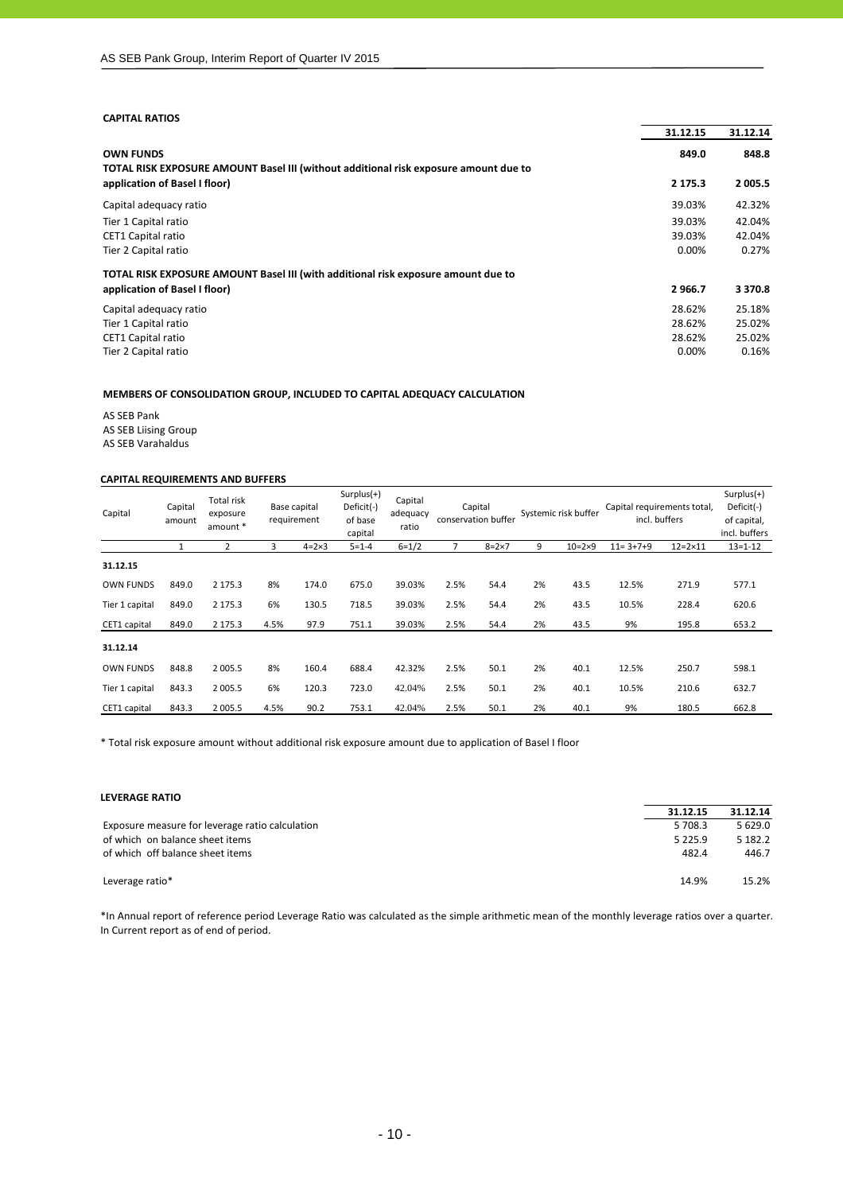## CAPITAL RATIOS

| | 31.12.15 | 31.12.14 |
|---|---|---|
| **OWN FUNDS** | **849.0** | **848.8** |
| **TOTAL RISK EXPOSURE AMOUNT Basel III (without additional risk exposure amount due to application of Basel I floor)** | **2 175.3** | **2 005.5** |
| Capital adequacy ratio | 39.03% | 42.32% |
| Tier 1 Capital ratio | 39.03% | 42.04% |
| CET1 Capital ratio | 39.03% | 42.04% |
| Tier 2 Capital ratio | 0.00% | 0.27% |
| **TOTAL RISK EXPOSURE AMOUNT Basel III (with additional risk exposure amount due to application of Basel I floor)** | **2 966.7** | **3 370.8** |
| Capital adequacy ratio | 28.62% | 25.18% |
| Tier 1 Capital ratio | 28.62% | 25.02% |
| CET1 Capital ratio | 28.62% | 25.02% |
| Tier 2 Capital ratio | 0.00% | 0.16% |

## MEMBERS OF CONSOLIDATION GROUP, INCLUDED TO CAPITAL ADEQUACY CALCULATION

AS SEB Pank
AS SEB Liising Group
AS SEB Varahaldus

## CAPITAL REQUIREMENTS AND BUFFERS

| Capital | Capital amount | Total risk exposure amount * | Base capital requirement | | Surplus(+) Deficit(-) of base capital | Capital adequacy ratio | Capital conservation buffer | | Systemic risk buffer | | Capital requirements total, incl. buffers | | Surplus(+) Deficit(-) of capital, incl. buffers |
|---|---|---|---|---|---|---|---|---|---|---|---|---|---|
| | 1 | 2 | 3 | 4=2×3 | 5=1-4 | 6=1/2 | 7 | 8=2×7 | 9 | 10=2×9 | 11= 3+7+9 | 12=2×11 | 13=1-12 |
| **31.12.15** | | | | | | | | | | | | | |
| OWN FUNDS | 849.0 | 2 175.3 | 8% | 174.0 | 675.0 | 39.03% | 2.5% | 54.4 | 2% | 43.5 | 12.5% | 271.9 | 577.1 |
| Tier 1 capital | 849.0 | 2 175.3 | 6% | 130.5 | 718.5 | 39.03% | 2.5% | 54.4 | 2% | 43.5 | 10.5% | 228.4 | 620.6 |
| CET1 capital | 849.0 | 2 175.3 | 4.5% | 97.9 | 751.1 | 39.03% | 2.5% | 54.4 | 2% | 43.5 | 9% | 195.8 | 653.2 |
| **31.12.14** | | | | | | | | | | | | | |
| OWN FUNDS | 848.8 | 2 005.5 | 8% | 160.4 | 688.4 | 42.32% | 2.5% | 50.1 | 2% | 40.1 | 12.5% | 250.7 | 598.1 |
| Tier 1 capital | 843.3 | 2 005.5 | 6% | 120.3 | 723.0 | 42.04% | 2.5% | 50.1 | 2% | 40.1 | 10.5% | 210.6 | 632.7 |
| CET1 capital | 843.3 | 2 005.5 | 4.5% | 90.2 | 753.1 | 42.04% | 2.5% | 50.1 | 2% | 40.1 | 9% | 180.5 | 662.8 |

* Total risk exposure amount without additional risk exposure amount due to application of Basel I floor

## LEVERAGE RATIO

| | 31.12.15 | 31.12.14 |
|---|---|---|
| Exposure measure for leverage ratio calculation | 5 708.3 | 5 629.0 |
| of which on balance sheet items | 5 225.9 | 5 182.2 |
| of which off balance sheet items | 482.4 | 446.7 |
| Leverage ratio* | 14.9% | 15.2% |

*In Annual report of reference period Leverage Ratio was calculated as the simple arithmetic mean of the monthly leverage ratios over a quarter. In Current report as of end of period.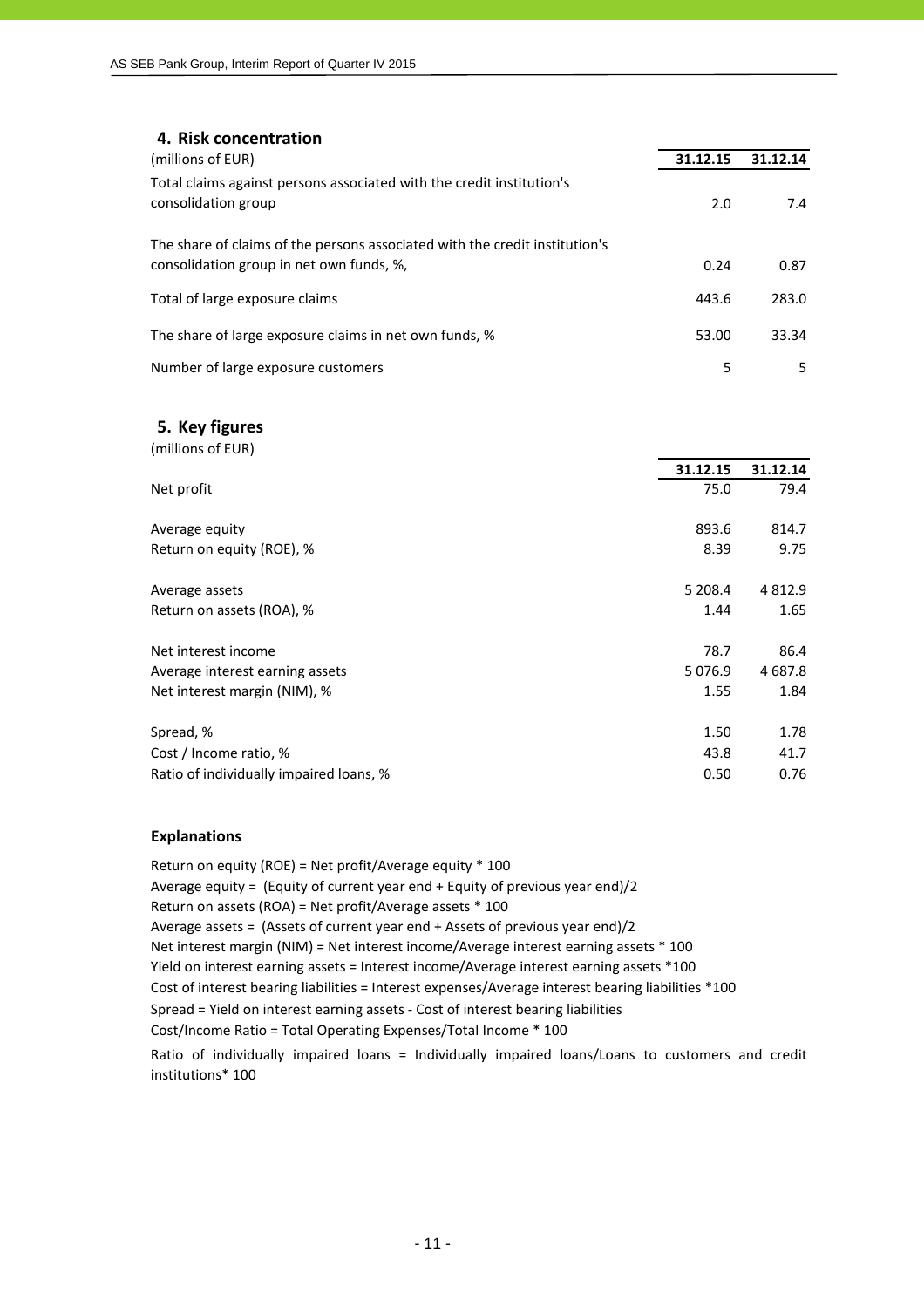## 4. Risk concentration

| (millions of EUR) | 31.12.15 | 31.12.14 |
|---|---|---|
| Total claims against persons associated with the credit institution's consolidation group | 2.0 | 7.4 |
| The share of claims of the persons associated with the credit institution's consolidation group in net own funds, %, | 0.24 | 0.87 |
| Total of large exposure claims | 443.6 | 283.0 |
| The share of large exposure claims in net own funds, % | 53.00 | 33.34 |
| Number of large exposure customers | 5 | 5 |

## 5. Key figures

(millions of EUR)

| | 31.12.15 | 31.12.14 |
|---|---|---|
| Net profit | 75.0 | 79.4 |
| Average equity | 893.6 | 814.7 |
| Return on equity (ROE), % | 8.39 | 9.75 |
| Average assets | 5 208.4 | 4 812.9 |
| Return on assets (ROA), % | 1.44 | 1.65 |
| Net interest income | 78.7 | 86.4 |
| Average interest earning assets | 5 076.9 | 4 687.8 |
| Net interest margin (NIM), % | 1.55 | 1.84 |
| Spread, % | 1.50 | 1.78 |
| Cost / Income ratio, % | 43.8 | 41.7 |
| Ratio of individually impaired loans, % | 0.50 | 0.76 |

**Explanations**

Return on equity (ROE) = Net profit/Average equity * 100
Average equity = (Equity of current year end + Equity of previous year end)/2
Return on assets (ROA) = Net profit/Average assets * 100
Average assets = (Assets of current year end + Assets of previous year end)/2
Net interest margin (NIM) = Net interest income/Average interest earning assets * 100
Yield on interest earning assets = Interest income/Average interest earning assets *100
Cost of interest bearing liabilities = Interest expenses/Average interest bearing liabilities *100
Spread = Yield on interest earning assets - Cost of interest bearing liabilities
Cost/Income Ratio = Total Operating Expenses/Total Income * 100

Ratio of individually impaired loans = Individually impaired loans/Loans to customers and credit institutions* 100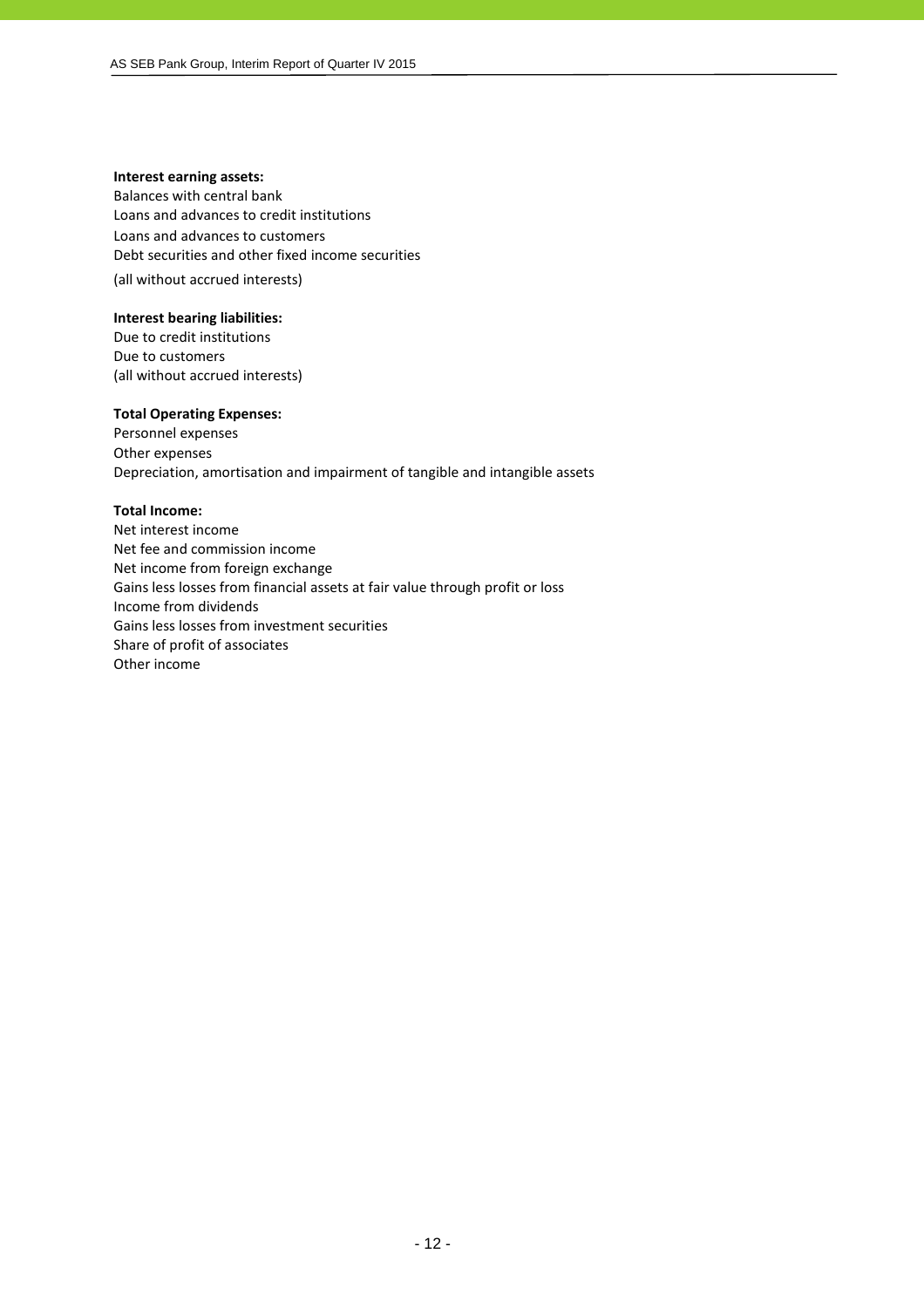**Interest earning assets:**
Balances with central bank
Loans and advances to credit institutions
Loans and advances to customers
Debt securities and other fixed income securities
(all without accrued interests)

**Interest bearing liabilities:**
Due to credit institutions
Due to customers
(all without accrued interests)

**Total Operating Expenses:**
Personnel expenses
Other expenses
Depreciation, amortisation and impairment of tangible and intangible assets

**Total Income:**
Net interest income
Net fee and commission income
Net income from foreign exchange
Gains less losses from financial assets at fair value through profit or loss
Income from dividends
Gains less losses from investment securities
Share of profit of associates
Other income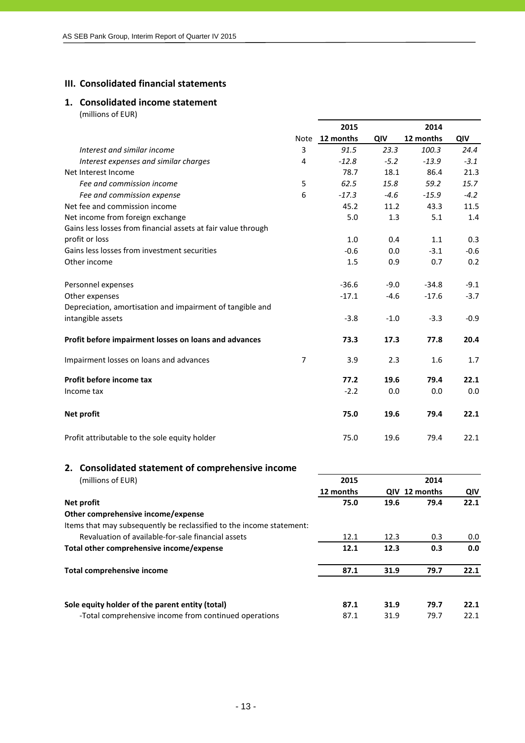## III. Consolidated financial statements

### 1. Consolidated income statement

(millions of EUR)

| | | 2015 | | 2014 | |
|---|---|---|---|---|---|
| | Note | 12 months | QIV | 12 months | QIV |
| *Interest and similar income* | 3 | *91.5* | *23.3* | *100.3* | *24.4* |
| *Interest expenses and similar charges* | 4 | *-12.8* | *-5.2* | *-13.9* | *-3.1* |
| Net Interest Income | | 78.7 | 18.1 | 86.4 | 21.3 |
| *Fee and commission income* | 5 | *62.5* | *15.8* | *59.2* | *15.7* |
| *Fee and commission expense* | 6 | *-17.3* | *-4.6* | *-15.9* | *-4.2* |
| Net fee and commission income | | 45.2 | 11.2 | 43.3 | 11.5 |
| Net income from foreign exchange | | 5.0 | 1.3 | 5.1 | 1.4 |
| Gains less losses from financial assets at fair value through profit or loss | | 1.0 | 0.4 | 1.1 | 0.3 |
| Gains less losses from investment securities | | -0.6 | 0.0 | -3.1 | -0.6 |
| Other income | | 1.5 | 0.9 | 0.7 | 0.2 |
| Personnel expenses | | -36.6 | -9.0 | -34.8 | -9.1 |
| Other expenses | | -17.1 | -4.6 | -17.6 | -3.7 |
| Depreciation, amortisation and impairment of tangible and intangible assets | | -3.8 | -1.0 | -3.3 | -0.9 |
| **Profit before impairment losses on loans and advances** | | **73.3** | **17.3** | **77.8** | **20.4** |
| Impairment losses on loans and advances | 7 | 3.9 | 2.3 | 1.6 | 1.7 |
| **Profit before income tax** | | **77.2** | **19.6** | **79.4** | **22.1** |
| Income tax | | -2.2 | 0.0 | 0.0 | 0.0 |
| **Net profit** | | **75.0** | **19.6** | **79.4** | **22.1** |
| Profit attributable to the sole equity holder | | 75.0 | 19.6 | 79.4 | 22.1 |

### 2. Consolidated statement of comprehensive income

| (millions of EUR) | 2015 | | 2014 | |
|---|---|---|---|---|
| | 12 months | QIV | 12 months | QIV |
| **Net profit** | **75.0** | **19.6** | **79.4** | **22.1** |
| **Other comprehensive income/expense** | | | | |
| Items that may subsequently be reclassified to the income statement: | | | | |
| Revaluation of available-for-sale financial assets | 12.1 | 12.3 | 0.3 | 0.0 |
| **Total other comprehensive income/expense** | **12.1** | **12.3** | **0.3** | **0.0** |
| **Total comprehensive income** | **87.1** | **31.9** | **79.7** | **22.1** |
| **Sole equity holder of the parent entity (total)** | **87.1** | **31.9** | **79.7** | **22.1** |
| -Total comprehensive income from continued operations | 87.1 | 31.9 | 79.7 | 22.1 |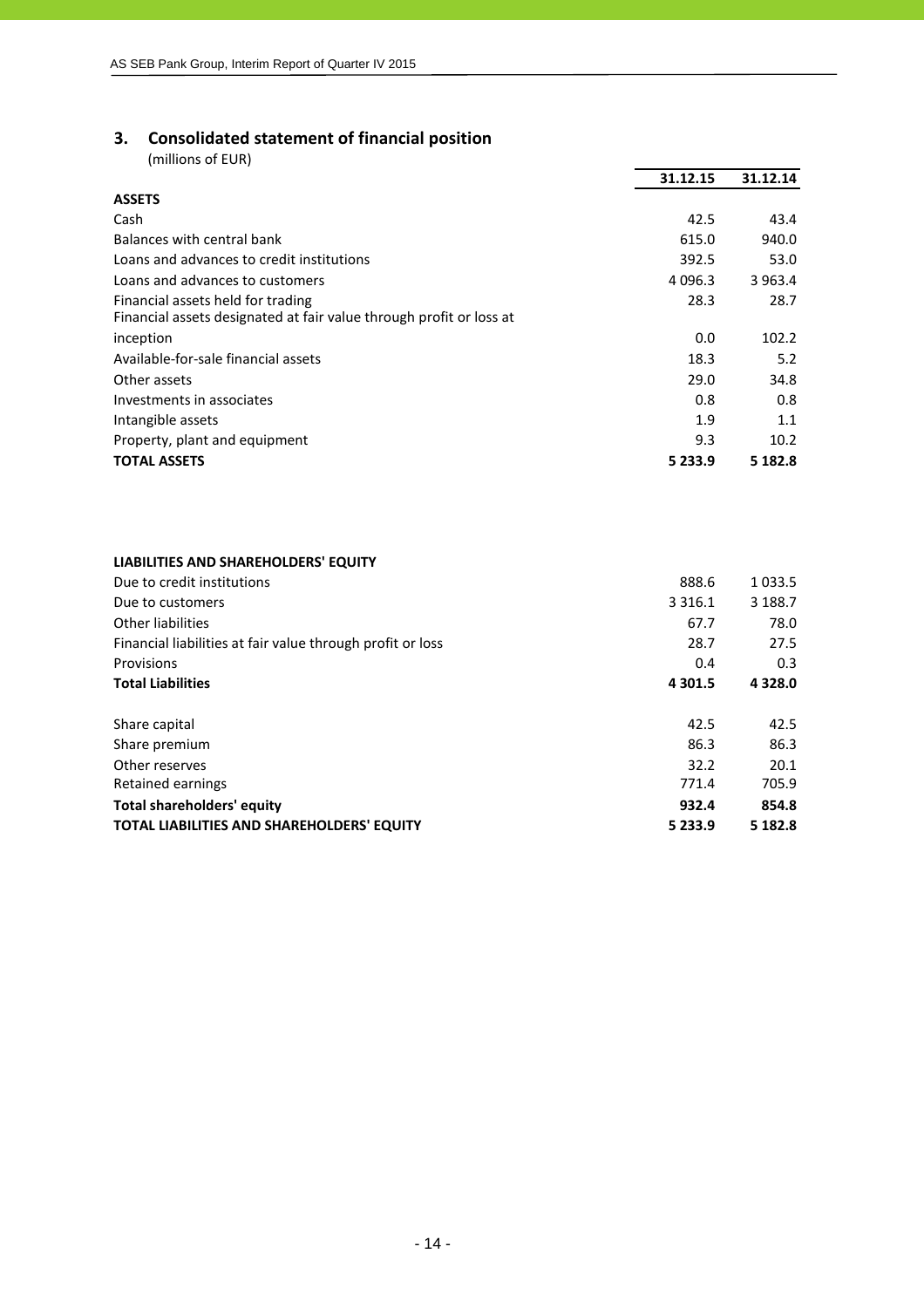## 3. Consolidated statement of financial position

(millions of EUR)

| | 31.12.15 | 31.12.14 |
|---|---|---|
| **ASSETS** | | |
| Cash | 42.5 | 43.4 |
| Balances with central bank | 615.0 | 940.0 |
| Loans and advances to credit institutions | 392.5 | 53.0 |
| Loans and advances to customers | 4 096.3 | 3 963.4 |
| Financial assets held for trading | 28.3 | 28.7 |
| Financial assets designated at fair value through profit or loss at inception | 0.0 | 102.2 |
| Available-for-sale financial assets | 18.3 | 5.2 |
| Other assets | 29.0 | 34.8 |
| Investments in associates | 0.8 | 0.8 |
| Intangible assets | 1.9 | 1.1 |
| Property, plant and equipment | 9.3 | 10.2 |
| **TOTAL ASSETS** | **5 233.9** | **5 182.8** |
| | | |
| **LIABILITIES AND SHAREHOLDERS' EQUITY** | | |
| Due to credit institutions | 888.6 | 1 033.5 |
| Due to customers | 3 316.1 | 3 188.7 |
| Other liabilities | 67.7 | 78.0 |
| Financial liabilities at fair value through profit or loss | 28.7 | 27.5 |
| Provisions | 0.4 | 0.3 |
| **Total Liabilities** | **4 301.5** | **4 328.0** |
| | | |
| Share capital | 42.5 | 42.5 |
| Share premium | 86.3 | 86.3 |
| Other reserves | 32.2 | 20.1 |
| Retained earnings | 771.4 | 705.9 |
| **Total shareholders' equity** | **932.4** | **854.8** |
| **TOTAL LIABILITIES AND SHAREHOLDERS' EQUITY** | **5 233.9** | **5 182.8** |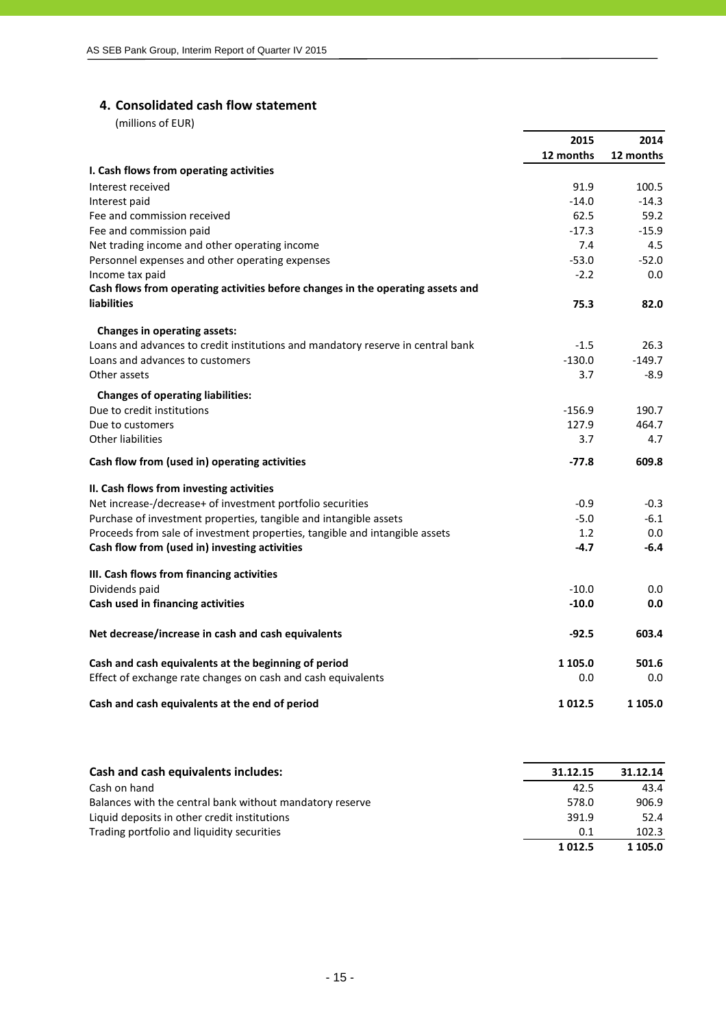## 4. Consolidated cash flow statement

(millions of EUR)

| | 2015 12 months | 2014 12 months |
|---|---|---|
| **I. Cash flows from operating activities** | | |
| Interest received | 91.9 | 100.5 |
| Interest paid | -14.0 | -14.3 |
| Fee and commission received | 62.5 | 59.2 |
| Fee and commission paid | -17.3 | -15.9 |
| Net trading income and other operating income | 7.4 | 4.5 |
| Personnel expenses and other operating expenses | -53.0 | -52.0 |
| Income tax paid | -2.2 | 0.0 |
| **Cash flows from operating activities before changes in the operating assets and liabilities** | **75.3** | **82.0** |
| **Changes in operating assets:** | | |
| Loans and advances to credit institutions and mandatory reserve in central bank | -1.5 | 26.3 |
| Loans and advances to customers | -130.0 | -149.7 |
| Other assets | 3.7 | -8.9 |
| **Changes of operating liabilities:** | | |
| Due to credit institutions | -156.9 | 190.7 |
| Due to customers | 127.9 | 464.7 |
| Other liabilities | 3.7 | 4.7 |
| **Cash flow from (used in) operating activities** | **-77.8** | **609.8** |
| **II. Cash flows from investing activities** | | |
| Net increase-/decrease+ of investment portfolio securities | -0.9 | -0.3 |
| Purchase of investment properties, tangible and intangible assets | -5.0 | -6.1 |
| Proceeds from sale of investment properties, tangible and intangible assets | 1.2 | 0.0 |
| **Cash flow from (used in) investing activities** | **-4.7** | **-6.4** |
| **III. Cash flows from financing activities** | | |
| Dividends paid | -10.0 | 0.0 |
| **Cash used in financing activities** | **-10.0** | **0.0** |
| **Net decrease/increase in cash and cash equivalents** | **-92.5** | **603.4** |
| **Cash and cash equivalents at the beginning of period** | **1 105.0** | **501.6** |
| Effect of exchange rate changes on cash and cash equivalents | 0.0 | 0.0 |
| **Cash and cash equivalents at the end of period** | **1 012.5** | **1 105.0** |

| **Cash and cash equivalents includes:** | 31.12.15 | 31.12.14 |
|---|---|---|
| Cash on hand | 42.5 | 43.4 |
| Balances with the central bank without mandatory reserve | 578.0 | 906.9 |
| Liquid deposits in other credit institutions | 391.9 | 52.4 |
| Trading portfolio and liquidity securities | 0.1 | 102.3 |
| | **1 012.5** | **1 105.0** |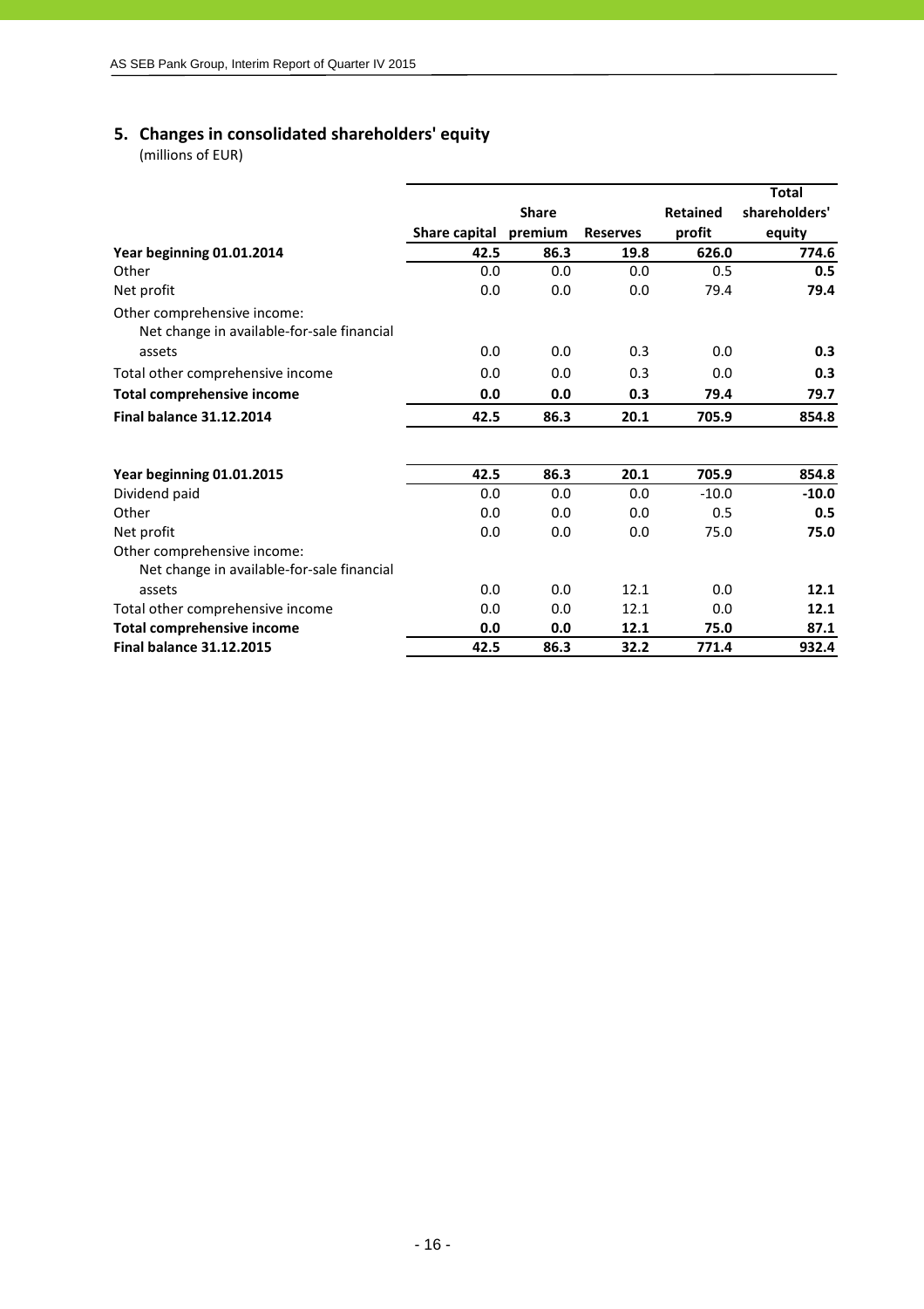## 5. Changes in consolidated shareholders' equity

(millions of EUR)

| | Share capital | Share premium | Reserves | Retained profit | Total shareholders' equity |
|---|---|---|---|---|---|
| **Year beginning 01.01.2014** | **42.5** | **86.3** | **19.8** | **626.0** | **774.6** |
| Other | 0.0 | 0.0 | 0.0 | 0.5 | **0.5** |
| Net profit | 0.0 | 0.0 | 0.0 | 79.4 | **79.4** |
| Other comprehensive income: | | | | | |
| Net change in available-for-sale financial assets | 0.0 | 0.0 | 0.3 | 0.0 | **0.3** |
| Total other comprehensive income | 0.0 | 0.0 | 0.3 | 0.0 | **0.3** |
| **Total comprehensive income** | **0.0** | **0.0** | **0.3** | **79.4** | **79.7** |
| **Final balance 31.12.2014** | **42.5** | **86.3** | **20.1** | **705.9** | **854.8** |
| | | | | | |
| **Year beginning 01.01.2015** | **42.5** | **86.3** | **20.1** | **705.9** | **854.8** |
| Dividend paid | 0.0 | 0.0 | 0.0 | -10.0 | **-10.0** |
| Other | 0.0 | 0.0 | 0.0 | 0.5 | **0.5** |
| Net profit | 0.0 | 0.0 | 0.0 | 75.0 | **75.0** |
| Other comprehensive income: | | | | | |
| Net change in available-for-sale financial assets | 0.0 | 0.0 | 12.1 | 0.0 | **12.1** |
| Total other comprehensive income | 0.0 | 0.0 | 12.1 | 0.0 | **12.1** |
| **Total comprehensive income** | **0.0** | **0.0** | **12.1** | **75.0** | **87.1** |
| **Final balance 31.12.2015** | **42.5** | **86.3** | **32.2** | **771.4** | **932.4** |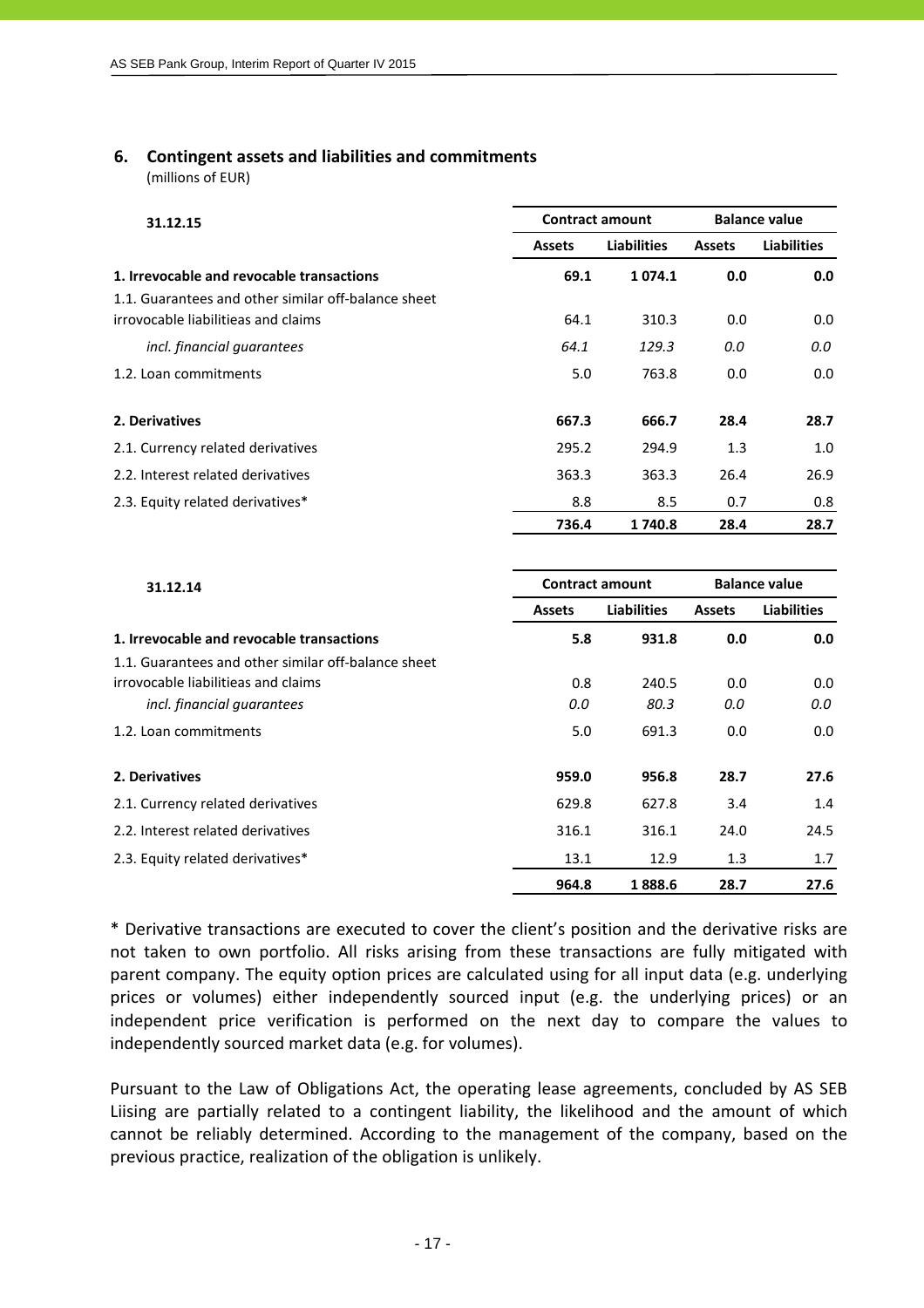## 6. Contingent assets and liabilities and commitments

(millions of EUR)

| 31.12.15 | Contract amount | | Balance value | |
|---|---|---|---|---|
| | Assets | Liabilities | Assets | Liabilities |
| **1. Irrevocable and revocable transactions** | **69.1** | **1 074.1** | **0.0** | **0.0** |
| 1.1. Guarantees and other similar off-balance sheet irrovocable liabilitieas and claims | 64.1 | 310.3 | 0.0 | 0.0 |
| *incl. financial guarantees* | *64.1* | *129.3* | *0.0* | *0.0* |
| 1.2. Loan commitments | 5.0 | 763.8 | 0.0 | 0.0 |
| **2. Derivatives** | **667.3** | **666.7** | **28.4** | **28.7** |
| 2.1. Currency related derivatives | 295.2 | 294.9 | 1.3 | 1.0 |
| 2.2. Interest related derivatives | 363.3 | 363.3 | 26.4 | 26.9 |
| 2.3. Equity related derivatives* | 8.8 | 8.5 | 0.7 | 0.8 |
| | **736.4** | **1 740.8** | **28.4** | **28.7** |

| 31.12.14 | Contract amount | | Balance value | |
|---|---|---|---|---|
| | Assets | Liabilities | Assets | Liabilities |
| **1. Irrevocable and revocable transactions** | **5.8** | **931.8** | **0.0** | **0.0** |
| 1.1. Guarantees and other similar off-balance sheet irrovocable liabilitieas and claims | 0.8 | 240.5 | 0.0 | 0.0 |
| *incl. financial guarantees* | *0.0* | *80.3* | *0.0* | *0.0* |
| 1.2. Loan commitments | 5.0 | 691.3 | 0.0 | 0.0 |
| **2. Derivatives** | **959.0** | **956.8** | **28.7** | **27.6** |
| 2.1. Currency related derivatives | 629.8 | 627.8 | 3.4 | 1.4 |
| 2.2. Interest related derivatives | 316.1 | 316.1 | 24.0 | 24.5 |
| 2.3. Equity related derivatives* | 13.1 | 12.9 | 1.3 | 1.7 |
| | **964.8** | **1 888.6** | **28.7** | **27.6** |

* Derivative transactions are executed to cover the client's position and the derivative risks are not taken to own portfolio. All risks arising from these transactions are fully mitigated with parent company. The equity option prices are calculated using for all input data (e.g. underlying prices or volumes) either independently sourced input (e.g. the underlying prices) or an independent price verification is performed on the next day to compare the values to independently sourced market data (e.g. for volumes).

Pursuant to the Law of Obligations Act, the operating lease agreements, concluded by AS SEB Liising are partially related to a contingent liability, the likelihood and the amount of which cannot be reliably determined. According to the management of the company, based on the previous practice, realization of the obligation is unlikely.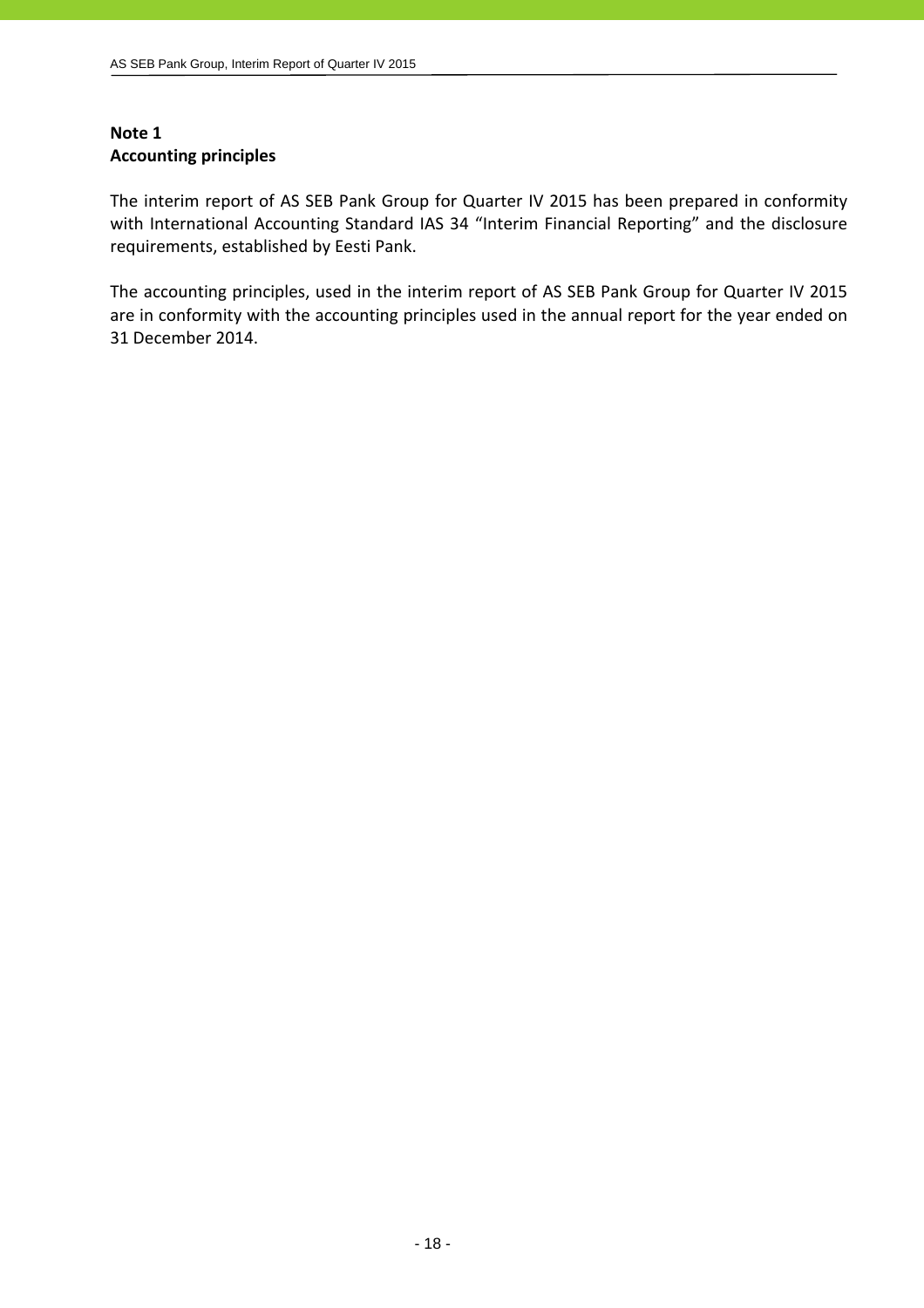**Note 1**
**Accounting principles**

The interim report of AS SEB Pank Group for Quarter IV 2015 has been prepared in conformity with International Accounting Standard IAS 34 "Interim Financial Reporting" and the disclosure requirements, established by Eesti Pank.

The accounting principles, used in the interim report of AS SEB Pank Group for Quarter IV 2015 are in conformity with the accounting principles used in the annual report for the year ended on 31 December 2014.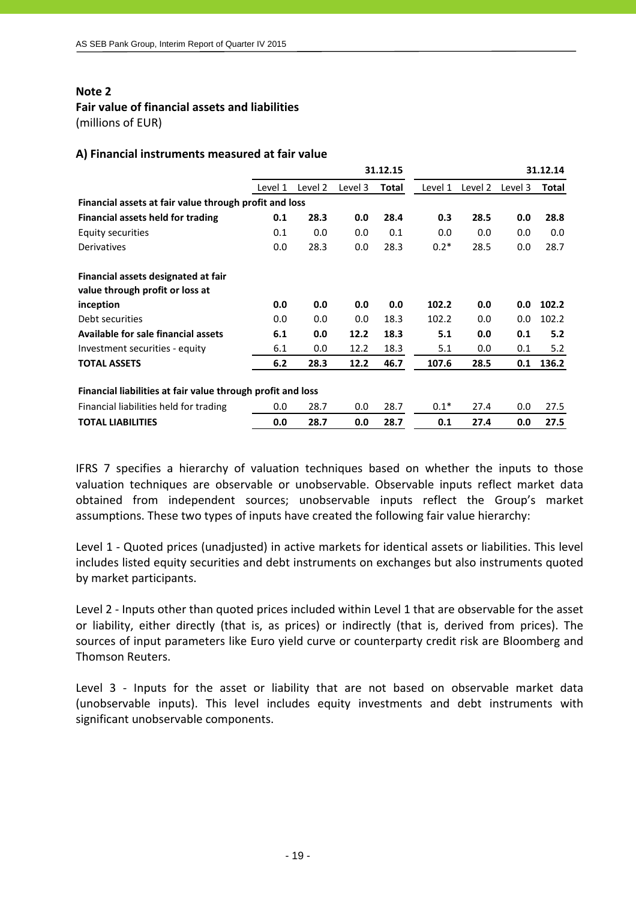## Note 2

**Fair value of financial assets and liabilities**

(millions of EUR)

### A) Financial instruments measured at fair value

| | 31.12.15 | | | | 31.12.14 | | | |
|---|---|---|---|---|---|---|---|---|
| | Level 1 | Level 2 | Level 3 | **Total** | Level 1 | Level 2 | Level 3 | **Total** |
| **Financial assets at fair value through profit and loss** | | | | | | | | |
| **Financial assets held for trading** | **0.1** | **28.3** | **0.0** | **28.4** | **0.3** | **28.5** | **0.0** | **28.8** |
| Equity securities | 0.1 | 0.0 | 0.0 | 0.1 | 0.0 | 0.0 | 0.0 | 0.0 |
| Derivatives | 0.0 | 28.3 | 0.0 | 28.3 | 0.2* | 28.5 | 0.0 | 28.7 |
| **Financial assets designated at fair value through profit or loss at inception** | **0.0** | **0.0** | **0.0** | **0.0** | **102.2** | **0.0** | **0.0** | **102.2** |
| Debt securities | 0.0 | 0.0 | 0.0 | 18.3 | 102.2 | 0.0 | 0.0 | 102.2 |
| **Available for sale financial assets** | **6.1** | **0.0** | **12.2** | **18.3** | **5.1** | **0.0** | **0.1** | **5.2** |
| Investment securities - equity | 6.1 | 0.0 | 12.2 | 18.3 | 5.1 | 0.0 | 0.1 | 5.2 |
| **TOTAL ASSETS** | **6.2** | **28.3** | **12.2** | **46.7** | **107.6** | **28.5** | **0.1** | **136.2** |
| **Financial liabilities at fair value through profit and loss** | | | | | | | | |
| Financial liabilities held for trading | 0.0 | 28.7 | 0.0 | 28.7 | 0.1* | 27.4 | 0.0 | 27.5 |
| **TOTAL LIABILITIES** | **0.0** | **28.7** | **0.0** | **28.7** | **0.1** | **27.4** | **0.0** | **27.5** |

IFRS 7 specifies a hierarchy of valuation techniques based on whether the inputs to those valuation techniques are observable or unobservable. Observable inputs reflect market data obtained from independent sources; unobservable inputs reflect the Group's market assumptions. These two types of inputs have created the following fair value hierarchy:

Level 1 - Quoted prices (unadjusted) in active markets for identical assets or liabilities. This level includes listed equity securities and debt instruments on exchanges but also instruments quoted by market participants.

Level 2 - Inputs other than quoted prices included within Level 1 that are observable for the asset or liability, either directly (that is, as prices) or indirectly (that is, derived from prices). The sources of input parameters like Euro yield curve or counterparty credit risk are Bloomberg and Thomson Reuters.

Level 3 - Inputs for the asset or liability that are not based on observable market data (unobservable inputs). This level includes equity investments and debt instruments with significant unobservable components.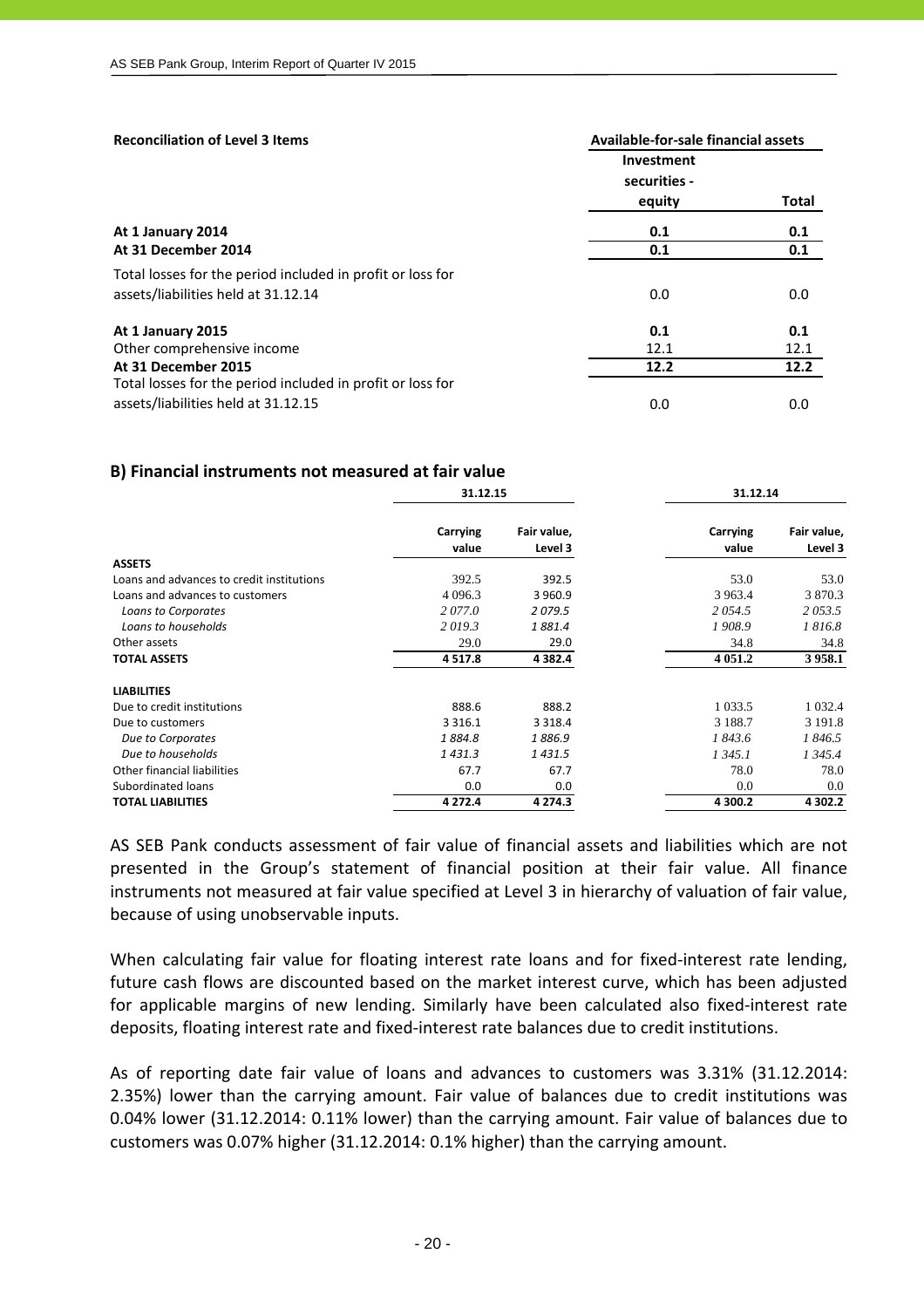**Reconciliation of Level 3 Items**

| | Available-for-sale financial assets | |
|---|---|---|
| | Investment securities - equity | Total |
| **At 1 January 2014** | **0.1** | **0.1** |
| **At 31 December 2014** | **0.1** | **0.1** |
| Total losses for the period included in profit or loss for assets/liabilities held at 31.12.14 | 0.0 | 0.0 |
| **At 1 January 2015** | **0.1** | **0.1** |
| Other comprehensive income | 12.1 | 12.1 |
| **At 31 December 2015** | **12.2** | **12.2** |
| Total losses for the period included in profit or loss for assets/liabilities held at 31.12.15 | 0.0 | 0.0 |

## B) Financial instruments not measured at fair value

| | 31.12.15 | | 31.12.14 | |
|---|---|---|---|---|
| | Carrying value | Fair value, Level 3 | Carrying value | Fair value, Level 3 |
| **ASSETS** | | | | |
| Loans and advances to credit institutions | 392.5 | 392.5 | 53.0 | 53.0 |
| Loans and advances to customers | 4 096.3 | 3 960.9 | 3 963.4 | 3 870.3 |
| *Loans to Corporates* | *2 077.0* | *2 079.5* | *2 054.5* | *2 053.5* |
| *Loans to households* | *2 019.3* | *1 881.4* | *1 908.9* | *1 816.8* |
| Other assets | 29.0 | 29.0 | 34.8 | 34.8 |
| **TOTAL ASSETS** | **4 517.8** | **4 382.4** | **4 051.2** | **3 958.1** |
| **LIABILITIES** | | | | |
| Due to credit institutions | 888.6 | 888.2 | 1 033.5 | 1 032.4 |
| Due to customers | 3 316.1 | 3 318.4 | 3 188.7 | 3 191.8 |
| *Due to Corporates* | *1 884.8* | *1 886.9* | *1 843.6* | *1 846.5* |
| *Due to households* | *1 431.3* | *1 431.5* | *1 345.1* | *1 345.4* |
| Other financial liabilities | 67.7 | 67.7 | 78.0 | 78.0 |
| Subordinated loans | 0.0 | 0.0 | 0.0 | 0.0 |
| **TOTAL LIABILITIES** | **4 272.4** | **4 274.3** | **4 300.2** | **4 302.2** |

AS SEB Pank conducts assessment of fair value of financial assets and liabilities which are not presented in the Group's statement of financial position at their fair value. All finance instruments not measured at fair value specified at Level 3 in hierarchy of valuation of fair value, because of using unobservable inputs.

When calculating fair value for floating interest rate loans and for fixed-interest rate lending, future cash flows are discounted based on the market interest curve, which has been adjusted for applicable margins of new lending. Similarly have been calculated also fixed-interest rate deposits, floating interest rate and fixed-interest rate balances due to credit institutions.

As of reporting date fair value of loans and advances to customers was 3.31% (31.12.2014: 2.35%) lower than the carrying amount. Fair value of balances due to credit institutions was 0.04% lower (31.12.2014: 0.11% lower) than the carrying amount. Fair value of balances due to customers was 0.07% higher (31.12.2014: 0.1% higher) than the carrying amount.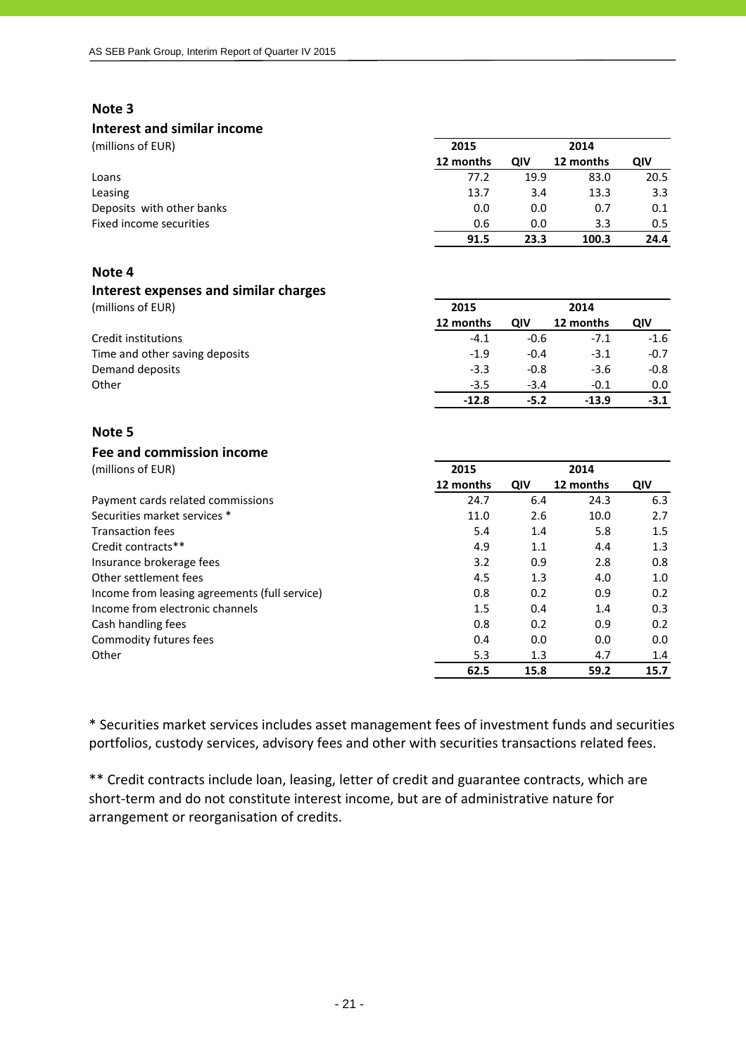## Note 3

### Interest and similar income

| (millions of EUR) | 2015 | | 2014 | |
|---|---|---|---|---|
| | 12 months | QIV | 12 months | QIV |
| Loans | 77.2 | 19.9 | 83.0 | 20.5 |
| Leasing | 13.7 | 3.4 | 13.3 | 3.3 |
| Deposits with other banks | 0.0 | 0.0 | 0.7 | 0.1 |
| Fixed income securities | 0.6 | 0.0 | 3.3 | 0.5 |
| | **91.5** | **23.3** | **100.3** | **24.4** |

## Note 4

### Interest expenses and similar charges

| (millions of EUR) | 2015 | | 2014 | |
|---|---|---|---|---|
| | 12 months | QIV | 12 months | QIV |
| Credit institutions | -4.1 | -0.6 | -7.1 | -1.6 |
| Time and other saving deposits | -1.9 | -0.4 | -3.1 | -0.7 |
| Demand deposits | -3.3 | -0.8 | -3.6 | -0.8 |
| Other | -3.5 | -3.4 | -0.1 | 0.0 |
| | **-12.8** | **-5.2** | **-13.9** | **-3.1** |

## Note 5

### Fee and commission income

| (millions of EUR) | 2015 | | 2014 | |
|---|---|---|---|---|
| | 12 months | QIV | 12 months | QIV |
| Payment cards related commissions | 24.7 | 6.4 | 24.3 | 6.3 |
| Securities market services * | 11.0 | 2.6 | 10.0 | 2.7 |
| Transaction fees | 5.4 | 1.4 | 5.8 | 1.5 |
| Credit contracts** | 4.9 | 1.1 | 4.4 | 1.3 |
| Insurance brokerage fees | 3.2 | 0.9 | 2.8 | 0.8 |
| Other settlement fees | 4.5 | 1.3 | 4.0 | 1.0 |
| Income from leasing agreements (full service) | 0.8 | 0.2 | 0.9 | 0.2 |
| Income from electronic channels | 1.5 | 0.4 | 1.4 | 0.3 |
| Cash handling fees | 0.8 | 0.2 | 0.9 | 0.2 |
| Commodity futures fees | 0.4 | 0.0 | 0.0 | 0.0 |
| Other | 5.3 | 1.3 | 4.7 | 1.4 |
| | **62.5** | **15.8** | **59.2** | **15.7** |

* Securities market services includes asset management fees of investment funds and securities portfolios, custody services, advisory fees and other with securities transactions related fees.

** Credit contracts include loan, leasing, letter of credit and guarantee contracts, which are short-term and do not constitute interest income, but are of administrative nature for arrangement or reorganisation of credits.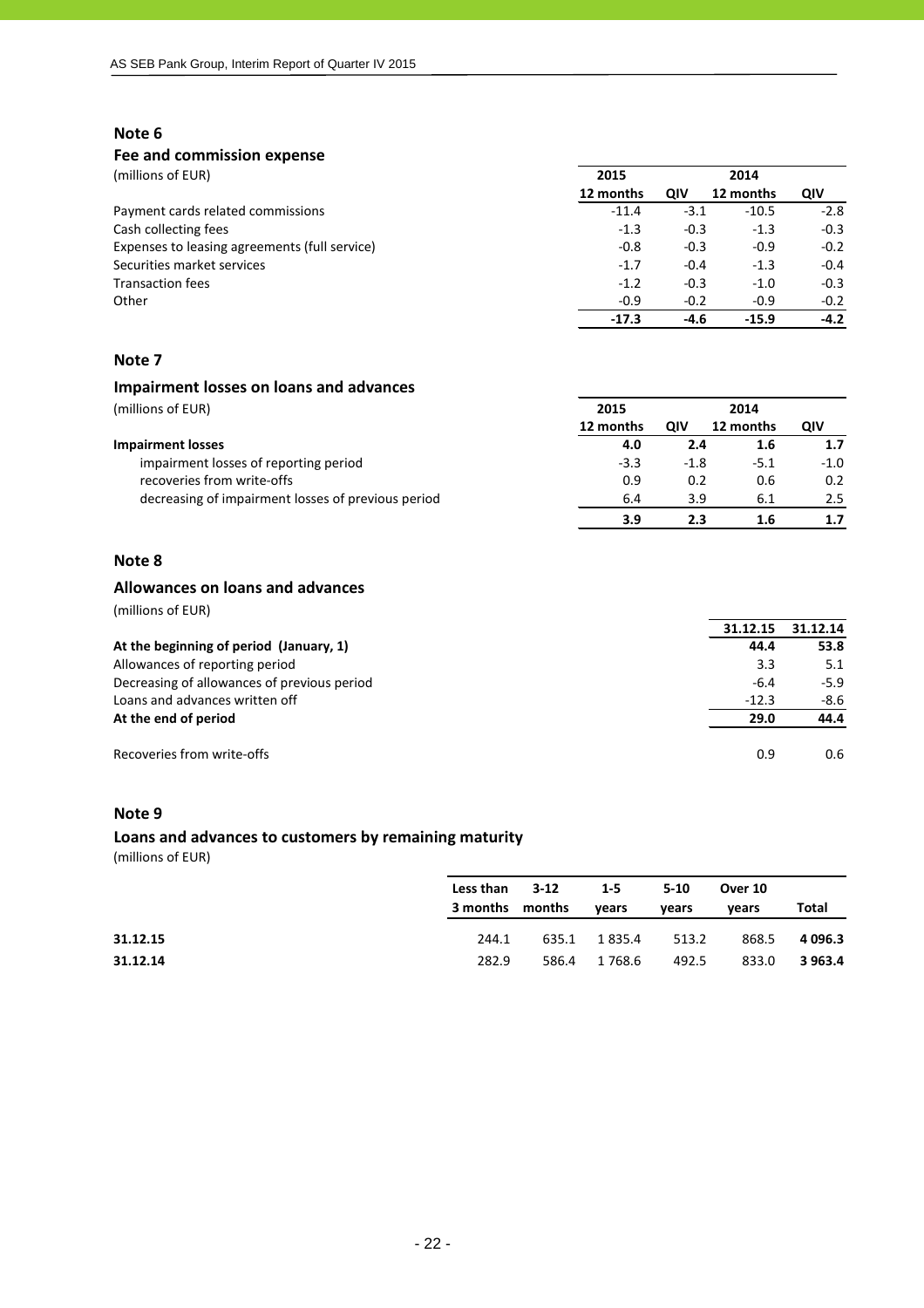## Note 6

### Fee and commission expense

(millions of EUR)

| | 2015 | | 2014 | |
|---|---|---|---|---|
| | 12 months | QIV | 12 months | QIV |
| Payment cards related commissions | -11.4 | -3.1 | -10.5 | -2.8 |
| Cash collecting fees | -1.3 | -0.3 | -1.3 | -0.3 |
| Expenses to leasing agreements (full service) | -0.8 | -0.3 | -0.9 | -0.2 |
| Securities market services | -1.7 | -0.4 | -1.3 | -0.4 |
| Transaction fees | -1.2 | -0.3 | -1.0 | -0.3 |
| Other | -0.9 | -0.2 | -0.9 | -0.2 |
| | **-17.3** | **-4.6** | **-15.9** | **-4.2** |

## Note 7

### Impairment losses on loans and advances

(millions of EUR)

| | 2015 | | 2014 | |
|---|---|---|---|---|
| | 12 months | QIV | 12 months | QIV |
| **Impairment losses** | **4.0** | **2.4** | **1.6** | **1.7** |
| impairment losses of reporting period | -3.3 | -1.8 | -5.1 | -1.0 |
| recoveries from write-offs | 0.9 | 0.2 | 0.6 | 0.2 |
| decreasing of impairment losses of previous period | 6.4 | 3.9 | 6.1 | 2.5 |
| | **3.9** | **2.3** | **1.6** | **1.7** |

## Note 8

### Allowances on loans and advances

(millions of EUR)

| | 31.12.15 | 31.12.14 |
|---|---|---|
| **At the beginning of period (January, 1)** | **44.4** | **53.8** |
| Allowances of reporting period | 3.3 | 5.1 |
| Decreasing of allowances of previous period | -6.4 | -5.9 |
| Loans and advances written off | -12.3 | -8.6 |
| **At the end of period** | **29.0** | **44.4** |
| | | |
| Recoveries from write-offs | 0.9 | 0.6 |

## Note 9

### Loans and advances to customers by remaining maturity

(millions of EUR)

| | Less than 3 months | 3-12 months | 1-5 years | 5-10 years | Over 10 years | Total |
|---|---|---|---|---|---|---|
| **31.12.15** | 244.1 | 635.1 | 1 835.4 | 513.2 | 868.5 | **4 096.3** |
| **31.12.14** | 282.9 | 586.4 | 1 768.6 | 492.5 | 833.0 | **3 963.4** |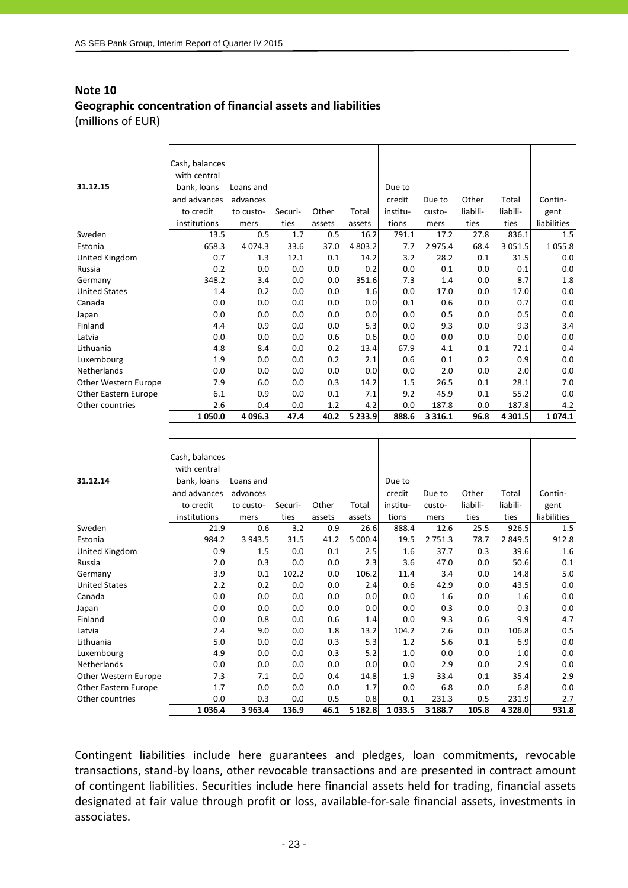## Note 10

## Geographic concentration of financial assets and liabilities

(millions of EUR)

| 31.12.15 | Cash, balances with central bank, loans and advances to credit institutions | Loans and advances to customers | Securities | Other assets | Total assets | Due to credit institutions | Due to customers | Other liabilities | Total liabilities | Contingent liabilities |
|---|---|---|---|---|---|---|---|---|---|---|
| Sweden | 13.5 | 0.5 | 1.7 | 0.5 | 16.2 | 791.1 | 17.2 | 27.8 | 836.1 | 1.5 |
| Estonia | 658.3 | 4 074.3 | 33.6 | 37.0 | 4 803.2 | 7.7 | 2 975.4 | 68.4 | 3 051.5 | 1 055.8 |
| United Kingdom | 0.7 | 1.3 | 12.1 | 0.1 | 14.2 | 3.2 | 28.2 | 0.1 | 31.5 | 0.0 |
| Russia | 0.2 | 0.0 | 0.0 | 0.0 | 0.2 | 0.0 | 0.1 | 0.0 | 0.1 | 0.0 |
| Germany | 348.2 | 3.4 | 0.0 | 0.0 | 351.6 | 7.3 | 1.4 | 0.0 | 8.7 | 1.8 |
| United States | 1.4 | 0.2 | 0.0 | 0.0 | 1.6 | 0.0 | 17.0 | 0.0 | 17.0 | 0.0 |
| Canada | 0.0 | 0.0 | 0.0 | 0.0 | 0.0 | 0.1 | 0.6 | 0.0 | 0.7 | 0.0 |
| Japan | 0.0 | 0.0 | 0.0 | 0.0 | 0.0 | 0.0 | 0.5 | 0.0 | 0.5 | 0.0 |
| Finland | 4.4 | 0.9 | 0.0 | 0.0 | 5.3 | 0.0 | 9.3 | 0.0 | 9.3 | 3.4 |
| Latvia | 0.0 | 0.0 | 0.0 | 0.6 | 0.6 | 0.0 | 0.0 | 0.0 | 0.0 | 0.0 |
| Lithuania | 4.8 | 8.4 | 0.0 | 0.2 | 13.4 | 67.9 | 4.1 | 0.1 | 72.1 | 0.4 |
| Luxembourg | 1.9 | 0.0 | 0.0 | 0.2 | 2.1 | 0.6 | 0.1 | 0.2 | 0.9 | 0.0 |
| Netherlands | 0.0 | 0.0 | 0.0 | 0.0 | 0.0 | 0.0 | 2.0 | 0.0 | 2.0 | 0.0 |
| Other Western Europe | 7.9 | 6.0 | 0.0 | 0.3 | 14.2 | 1.5 | 26.5 | 0.1 | 28.1 | 7.0 |
| Other Eastern Europe | 6.1 | 0.9 | 0.0 | 0.1 | 7.1 | 9.2 | 45.9 | 0.1 | 55.2 | 0.0 |
| Other countries | 2.6 | 0.4 | 0.0 | 1.2 | 4.2 | 0.0 | 187.8 | 0.0 | 187.8 | 4.2 |
| | **1 050.0** | **4 096.3** | **47.4** | **40.2** | **5 233.9** | **888.6** | **3 316.1** | **96.8** | **4 301.5** | **1 074.1** |

| 31.12.14 | Cash, balances with central bank, loans and advances to credit institutions | Loans and advances to customers | Securities | Other assets | Total assets | Due to credit institutions | Due to customers | Other liabilities | Total liabilities | Contingent liabilities |
|---|---|---|---|---|---|---|---|---|---|---|
| Sweden | 21.9 | 0.6 | 3.2 | 0.9 | 26.6 | 888.4 | 12.6 | 25.5 | 926.5 | 1.5 |
| Estonia | 984.2 | 3 943.5 | 31.5 | 41.2 | 5 000.4 | 19.5 | 2 751.3 | 78.7 | 2 849.5 | 912.8 |
| United Kingdom | 0.9 | 1.5 | 0.0 | 0.1 | 2.5 | 1.6 | 37.7 | 0.3 | 39.6 | 1.6 |
| Russia | 2.0 | 0.3 | 0.0 | 0.0 | 2.3 | 3.6 | 47.0 | 0.0 | 50.6 | 0.1 |
| Germany | 3.9 | 0.1 | 102.2 | 0.0 | 106.2 | 11.4 | 3.4 | 0.0 | 14.8 | 5.0 |
| United States | 2.2 | 0.2 | 0.0 | 0.0 | 2.4 | 0.6 | 42.9 | 0.0 | 43.5 | 0.0 |
| Canada | 0.0 | 0.0 | 0.0 | 0.0 | 0.0 | 0.0 | 1.6 | 0.0 | 1.6 | 0.0 |
| Japan | 0.0 | 0.0 | 0.0 | 0.0 | 0.0 | 0.0 | 0.3 | 0.0 | 0.3 | 0.0 |
| Finland | 0.0 | 0.8 | 0.0 | 0.6 | 1.4 | 0.0 | 9.3 | 0.6 | 9.9 | 4.7 |
| Latvia | 2.4 | 9.0 | 0.0 | 1.8 | 13.2 | 104.2 | 2.6 | 0.0 | 106.8 | 0.5 |
| Lithuania | 5.0 | 0.0 | 0.0 | 0.3 | 5.3 | 1.2 | 5.6 | 0.1 | 6.9 | 0.0 |
| Luxembourg | 4.9 | 0.0 | 0.0 | 0.3 | 5.2 | 1.0 | 0.0 | 0.0 | 1.0 | 0.0 |
| Netherlands | 0.0 | 0.0 | 0.0 | 0.0 | 0.0 | 0.0 | 2.9 | 0.0 | 2.9 | 0.0 |
| Other Western Europe | 7.3 | 7.1 | 0.0 | 0.4 | 14.8 | 1.9 | 33.4 | 0.1 | 35.4 | 2.9 |
| Other Eastern Europe | 1.7 | 0.0 | 0.0 | 0.0 | 1.7 | 0.0 | 6.8 | 0.0 | 6.8 | 0.0 |
| Other countries | 0.0 | 0.3 | 0.0 | 0.5 | 0.8 | 0.1 | 231.3 | 0.5 | 231.9 | 2.7 |
| | **1 036.4** | **3 963.4** | **136.9** | **46.1** | **5 182.8** | **1 033.5** | **3 188.7** | **105.8** | **4 328.0** | **931.8** |

Contingent liabilities include here guarantees and pledges, loan commitments, revocable transactions, stand-by loans, other revocable transactions and are presented in contract amount of contingent liabilities. Securities include here financial assets held for trading, financial assets designated at fair value through profit or loss, available-for-sale financial assets, investments in associates.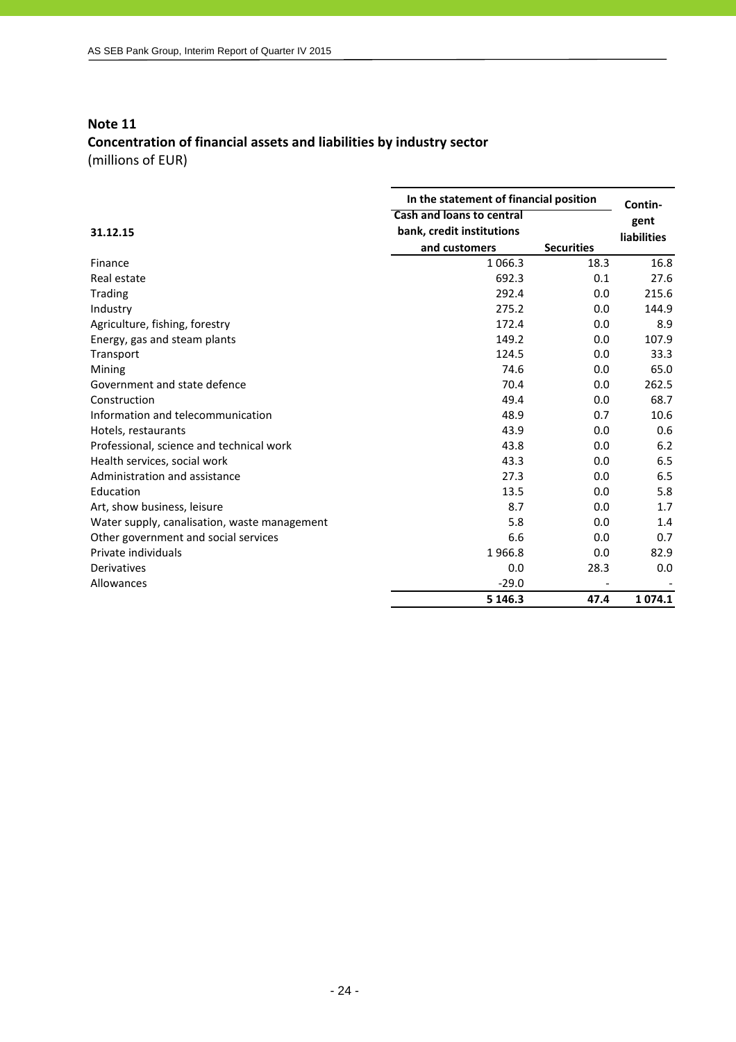## Note 11

## Concentration of financial assets and liabilities by industry sector

(millions of EUR)

| 31.12.15 | In the statement of financial position | | Contin-gent liabilities |
|---|---|---|---|
| | Cash and loans to central bank, credit institutions and customers | Securities | |
| Finance | 1 066.3 | 18.3 | 16.8 |
| Real estate | 692.3 | 0.1 | 27.6 |
| Trading | 292.4 | 0.0 | 215.6 |
| Industry | 275.2 | 0.0 | 144.9 |
| Agriculture, fishing, forestry | 172.4 | 0.0 | 8.9 |
| Energy, gas and steam plants | 149.2 | 0.0 | 107.9 |
| Transport | 124.5 | 0.0 | 33.3 |
| Mining | 74.6 | 0.0 | 65.0 |
| Government and state defence | 70.4 | 0.0 | 262.5 |
| Construction | 49.4 | 0.0 | 68.7 |
| Information and telecommunication | 48.9 | 0.7 | 10.6 |
| Hotels, restaurants | 43.9 | 0.0 | 0.6 |
| Professional, science and technical work | 43.8 | 0.0 | 6.2 |
| Health services, social work | 43.3 | 0.0 | 6.5 |
| Administration and assistance | 27.3 | 0.0 | 6.5 |
| Education | 13.5 | 0.0 | 5.8 |
| Art, show business, leisure | 8.7 | 0.0 | 1.7 |
| Water supply, canalisation, waste management | 5.8 | 0.0 | 1.4 |
| Other government and social services | 6.6 | 0.0 | 0.7 |
| Private individuals | 1 966.8 | 0.0 | 82.9 |
| Derivatives | 0.0 | 28.3 | 0.0 |
| Allowances | -29.0 | - | - |
| | **5 146.3** | **47.4** | **1 074.1** |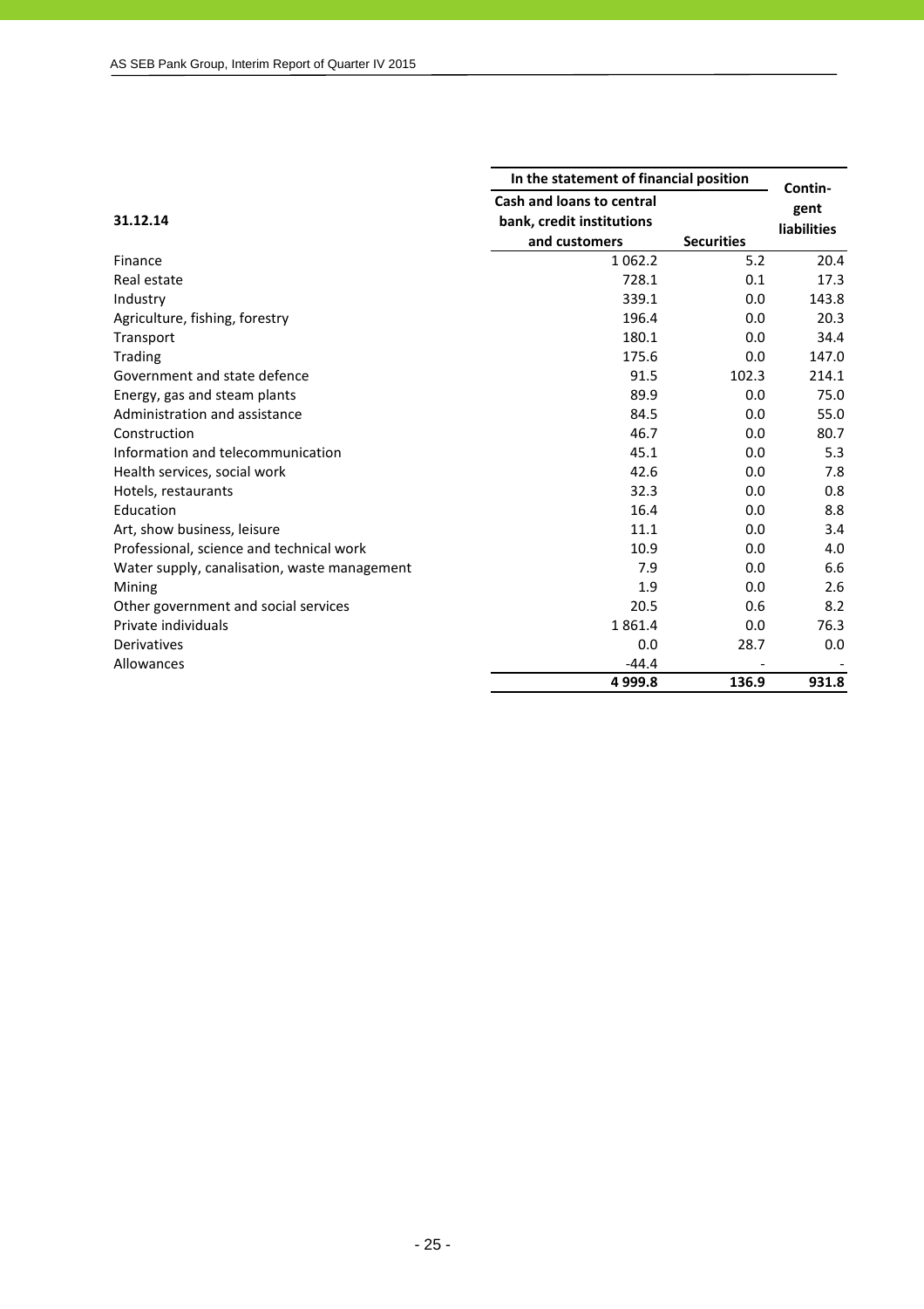| 31.12.14 | In the statement of financial position | | Contin-gent liabilities |
|---|---|---|---|
| | Cash and loans to central bank, credit institutions and customers | Securities | |
| Finance | 1 062.2 | 5.2 | 20.4 |
| Real estate | 728.1 | 0.1 | 17.3 |
| Industry | 339.1 | 0.0 | 143.8 |
| Agriculture, fishing, forestry | 196.4 | 0.0 | 20.3 |
| Transport | 180.1 | 0.0 | 34.4 |
| Trading | 175.6 | 0.0 | 147.0 |
| Government and state defence | 91.5 | 102.3 | 214.1 |
| Energy, gas and steam plants | 89.9 | 0.0 | 75.0 |
| Administration and assistance | 84.5 | 0.0 | 55.0 |
| Construction | 46.7 | 0.0 | 80.7 |
| Information and telecommunication | 45.1 | 0.0 | 5.3 |
| Health services, social work | 42.6 | 0.0 | 7.8 |
| Hotels, restaurants | 32.3 | 0.0 | 0.8 |
| Education | 16.4 | 0.0 | 8.8 |
| Art, show business, leisure | 11.1 | 0.0 | 3.4 |
| Professional, science and technical work | 10.9 | 0.0 | 4.0 |
| Water supply, canalisation, waste management | 7.9 | 0.0 | 6.6 |
| Mining | 1.9 | 0.0 | 2.6 |
| Other government and social services | 20.5 | 0.6 | 8.2 |
| Private individuals | 1 861.4 | 0.0 | 76.3 |
| Derivatives | 0.0 | 28.7 | 0.0 |
| Allowances | -44.4 | - | - |
| | **4 999.8** | **136.9** | **931.8** |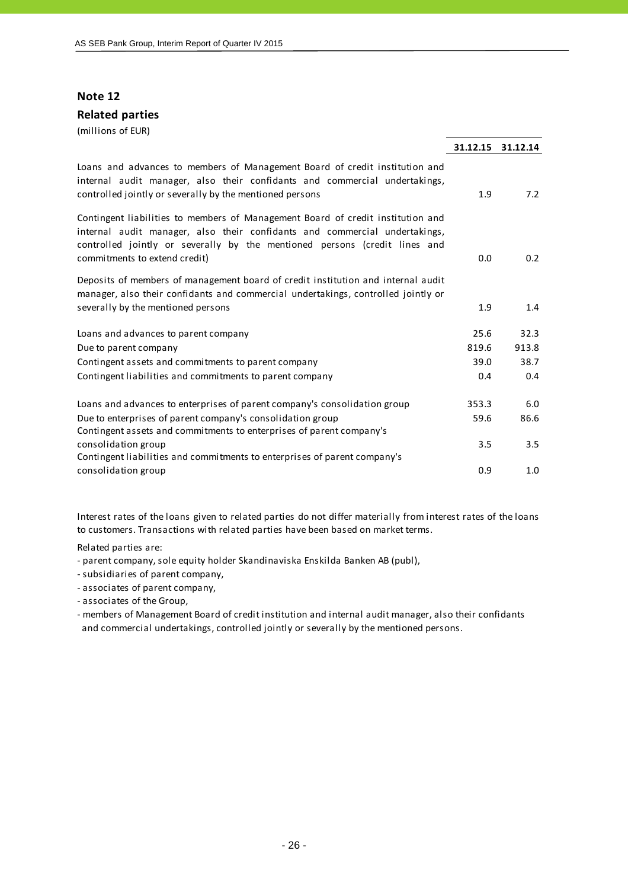## Note 12

### Related parties

(millions of EUR)

| | 31.12.15 | 31.12.14 |
|---|---|---|
| Loans and advances to members of Management Board of credit institution and internal audit manager, also their confidants and commercial undertakings, controlled jointly or severally by the mentioned persons | 1.9 | 7.2 |
| Contingent liabilities to members of Management Board of credit institution and internal audit manager, also their confidants and commercial undertakings, controlled jointly or severally by the mentioned persons (credit lines and commitments to extend credit) | 0.0 | 0.2 |
| Deposits of members of management board of credit institution and internal audit manager, also their confidants and commercial undertakings, controlled jointly or severally by the mentioned persons | 1.9 | 1.4 |
| Loans and advances to parent company | 25.6 | 32.3 |
| Due to parent company | 819.6 | 913.8 |
| Contingent assets and commitments to parent company | 39.0 | 38.7 |
| Contingent liabilities and commitments to parent company | 0.4 | 0.4 |
| Loans and advances to enterprises of parent company's consolidation group | 353.3 | 6.0 |
| Due to enterprises of parent company's consolidation group | 59.6 | 86.6 |
| Contingent assets and commitments to enterprises of parent company's consolidation group | 3.5 | 3.5 |
| Contingent liabilities and commitments to enterprises of parent company's consolidation group | 0.9 | 1.0 |

Interest rates of the loans given to related parties do not differ materially from interest rates of the loans to customers. Transactions with related parties have been based on market terms.

Related parties are:

- parent company, sole equity holder Skandinaviska Enskilda Banken AB (publ),
- subsidiaries of parent company,
- associates of parent company,
- associates of the Group,
- members of Management Board of credit institution and internal audit manager, also their confidants and commercial undertakings, controlled jointly or severally by the mentioned persons.